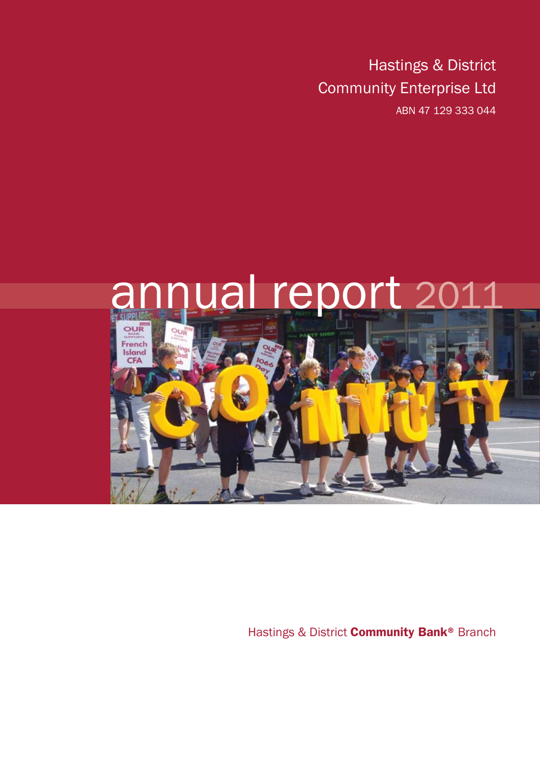Hastings & District
Community Enterprise Ltd
ABN 47 129 333 044

# annual report 2011

Hastings & District **Community Bank®** Branch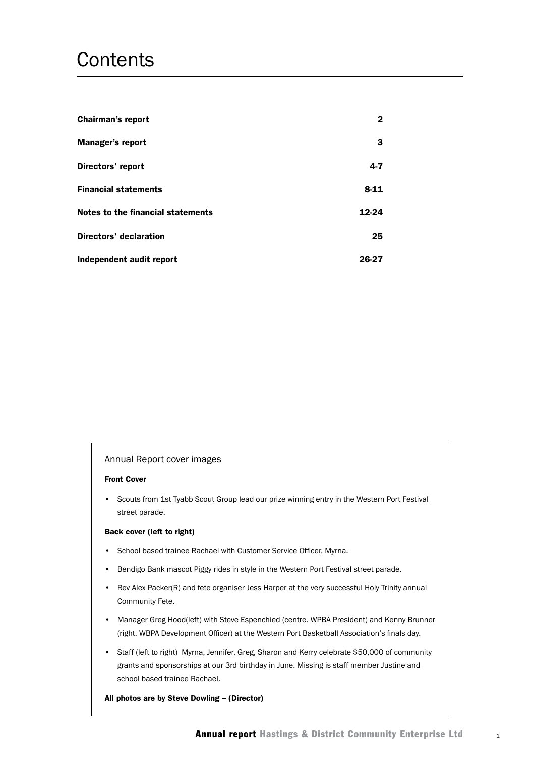# Contents

| | |
|---|---|
| **Chairman's report** | **2** |
| **Manager's report** | **3** |
| **Directors' report** | **4-7** |
| **Financial statements** | **8-11** |
| **Notes to the financial statements** | **12-24** |
| **Directors' declaration** | **25** |
| **Independent audit report** | **26-27** |

Annual Report cover images

**Front Cover**

- Scouts from 1st Tyabb Scout Group lead our prize winning entry in the Western Port Festival street parade.

**Back cover (left to right)**

- School based trainee Rachael with Customer Service Officer, Myrna.
- Bendigo Bank mascot Piggy rides in style in the Western Port Festival street parade.
- Rev Alex Packer(R) and fete organiser Jess Harper at the very successful Holy Trinity annual Community Fete.
- Manager Greg Hood(left) with Steve Espenchied (centre. WPBA President) and Kenny Brunner (right. WBPA Development Officer) at the Western Port Basketball Association's finals day.
- Staff (left to right) Myrna, Jennifer, Greg, Sharon and Kerry celebrate $50,000 of community grants and sponsorships at our 3rd birthday in June. Missing is staff member Justine and school based trainee Rachael.

**All photos are by Steve Dowling – (Director)**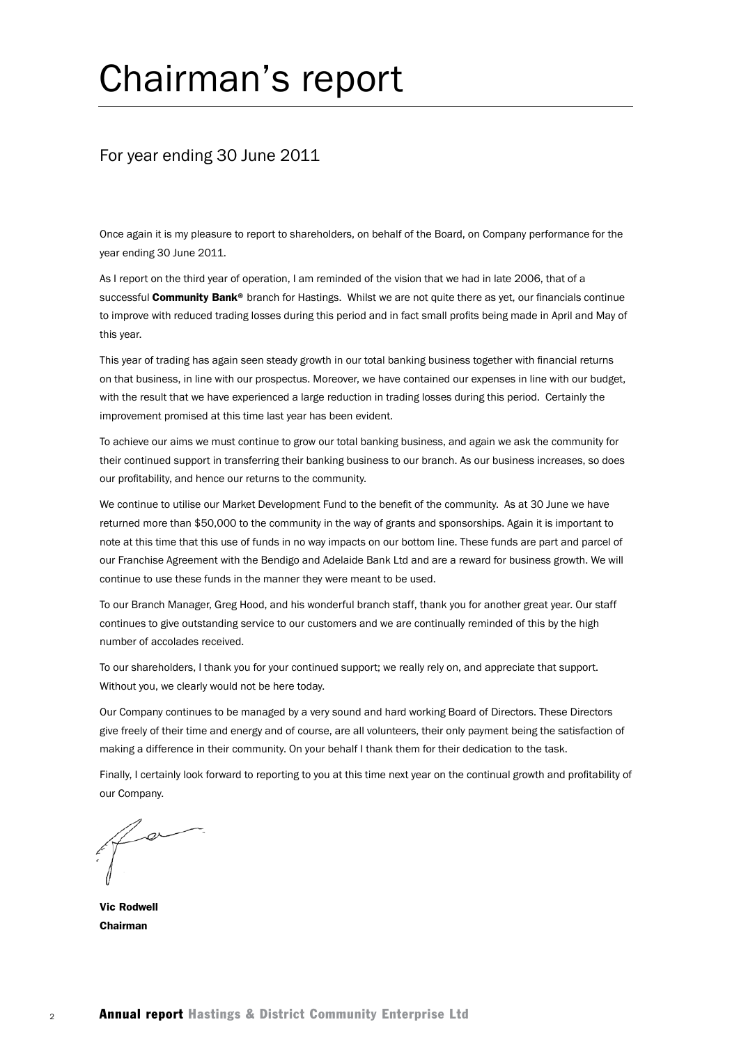# Chairman's report

## For year ending 30 June 2011

Once again it is my pleasure to report to shareholders, on behalf of the Board, on Company performance for the year ending 30 June 2011.

As I report on the third year of operation, I am reminded of the vision that we had in late 2006, that of a successful **Community Bank®** branch for Hastings. Whilst we are not quite there as yet, our financials continue to improve with reduced trading losses during this period and in fact small profits being made in April and May of this year.

This year of trading has again seen steady growth in our total banking business together with financial returns on that business, in line with our prospectus. Moreover, we have contained our expenses in line with our budget, with the result that we have experienced a large reduction in trading losses during this period. Certainly the improvement promised at this time last year has been evident.

To achieve our aims we must continue to grow our total banking business, and again we ask the community for their continued support in transferring their banking business to our branch. As our business increases, so does our profitability, and hence our returns to the community.

We continue to utilise our Market Development Fund to the benefit of the community. As at 30 June we have returned more than $50,000 to the community in the way of grants and sponsorships. Again it is important to note at this time that this use of funds in no way impacts on our bottom line. These funds are part and parcel of our Franchise Agreement with the Bendigo and Adelaide Bank Ltd and are a reward for business growth. We will continue to use these funds in the manner they were meant to be used.

To our Branch Manager, Greg Hood, and his wonderful branch staff, thank you for another great year. Our staff continues to give outstanding service to our customers and we are continually reminded of this by the high number of accolades received.

To our shareholders, I thank you for your continued support; we really rely on, and appreciate that support. Without you, we clearly would not be here today.

Our Company continues to be managed by a very sound and hard working Board of Directors. These Directors give freely of their time and energy and of course, are all volunteers, their only payment being the satisfaction of making a difference in their community. On your behalf I thank them for their dedication to the task.

Finally, I certainly look forward to reporting to you at this time next year on the continual growth and profitability of our Company.

**Vic Rodwell**
**Chairman**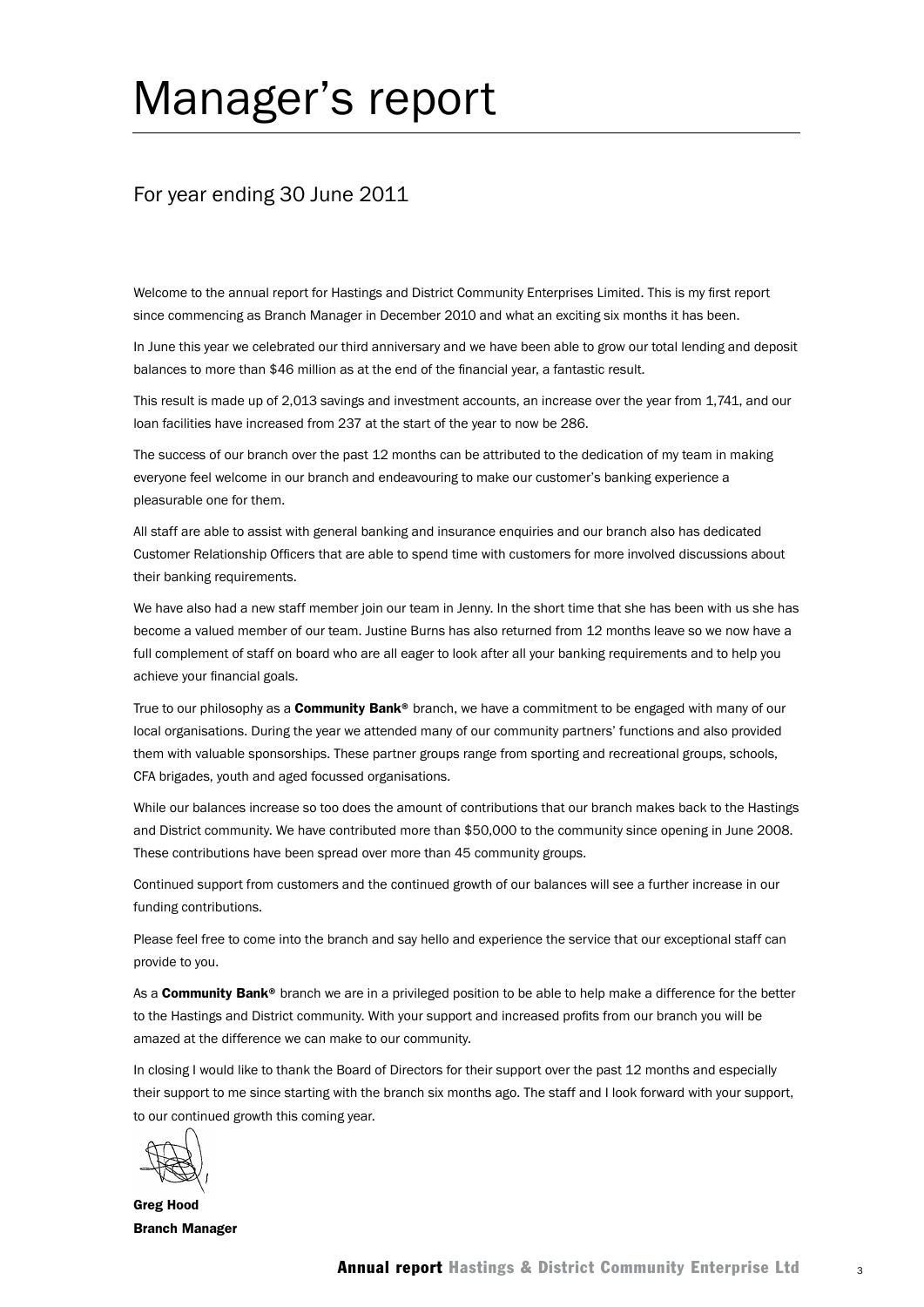# Manager's report

## For year ending 30 June 2011

Welcome to the annual report for Hastings and District Community Enterprises Limited. This is my first report since commencing as Branch Manager in December 2010 and what an exciting six months it has been.

In June this year we celebrated our third anniversary and we have been able to grow our total lending and deposit balances to more than $46 million as at the end of the financial year, a fantastic result.

This result is made up of 2,013 savings and investment accounts, an increase over the year from 1,741, and our loan facilities have increased from 237 at the start of the year to now be 286.

The success of our branch over the past 12 months can be attributed to the dedication of my team in making everyone feel welcome in our branch and endeavouring to make our customer's banking experience a pleasurable one for them.

All staff are able to assist with general banking and insurance enquiries and our branch also has dedicated Customer Relationship Officers that are able to spend time with customers for more involved discussions about their banking requirements.

We have also had a new staff member join our team in Jenny. In the short time that she has been with us she has become a valued member of our team. Justine Burns has also returned from 12 months leave so we now have a full complement of staff on board who are all eager to look after all your banking requirements and to help you achieve your financial goals.

True to our philosophy as a **Community Bank®** branch, we have a commitment to be engaged with many of our local organisations. During the year we attended many of our community partners' functions and also provided them with valuable sponsorships. These partner groups range from sporting and recreational groups, schools, CFA brigades, youth and aged focussed organisations.

While our balances increase so too does the amount of contributions that our branch makes back to the Hastings and District community. We have contributed more than $50,000 to the community since opening in June 2008. These contributions have been spread over more than 45 community groups.

Continued support from customers and the continued growth of our balances will see a further increase in our funding contributions.

Please feel free to come into the branch and say hello and experience the service that our exceptional staff can provide to you.

As a **Community Bank®** branch we are in a privileged position to be able to help make a difference for the better to the Hastings and District community. With your support and increased profits from our branch you will be amazed at the difference we can make to our community.

In closing I would like to thank the Board of Directors for their support over the past 12 months and especially their support to me since starting with the branch six months ago. The staff and I look forward with your support, to our continued growth this coming year.

**Greg Hood**
**Branch Manager**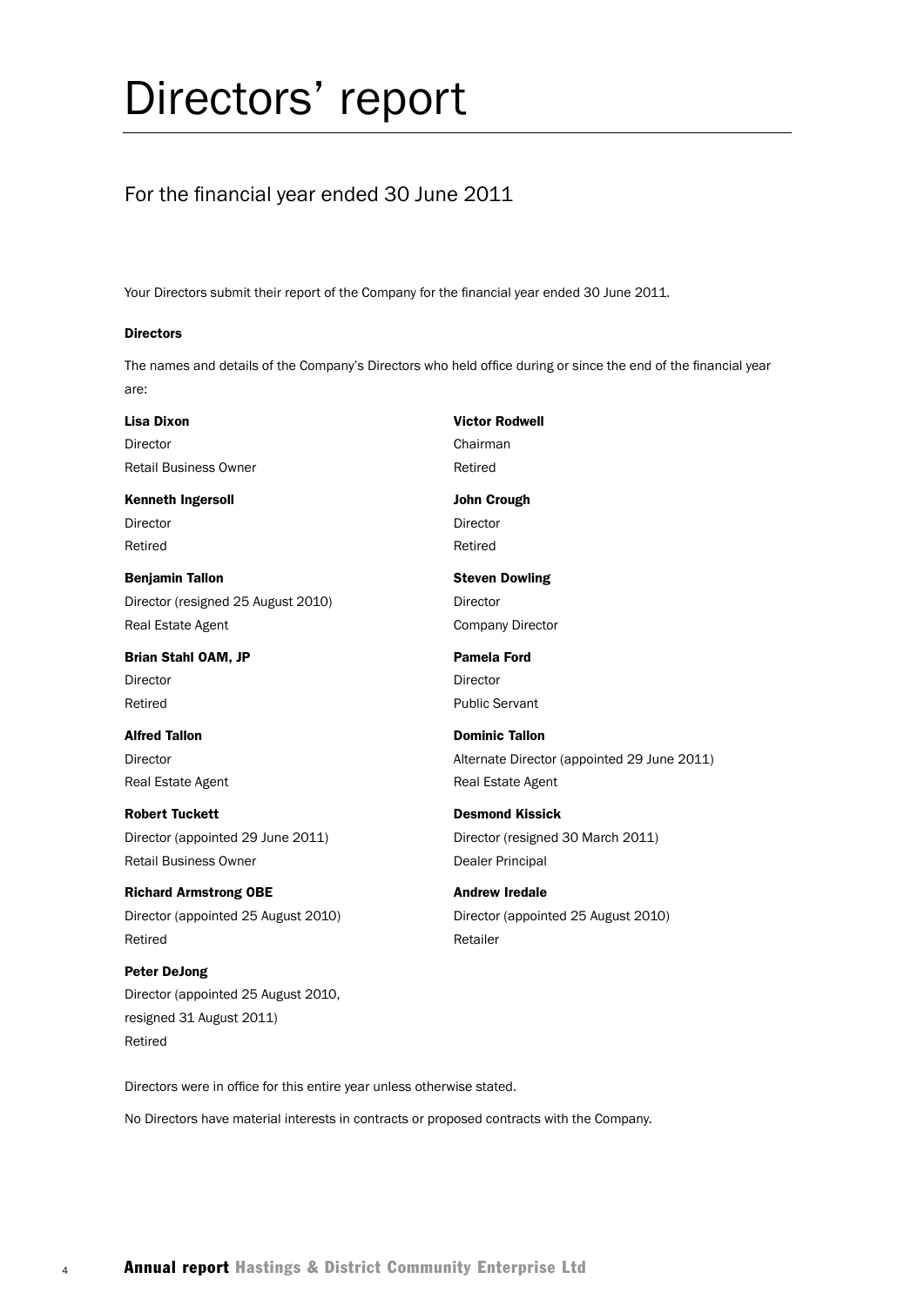# Directors' report

## For the financial year ended 30 June 2011

Your Directors submit their report of the Company for the financial year ended 30 June 2011.

**Directors**

The names and details of the Company's Directors who held office during or since the end of the financial year are:

**Lisa Dixon**
Director
Retail Business Owner

**Kenneth Ingersoll**
Director
Retired

**Benjamin Tallon**
Director (resigned 25 August 2010)
Real Estate Agent

**Brian Stahl OAM, JP**
Director
Retired

**Alfred Tallon**
Director
Real Estate Agent

**Robert Tuckett**
Director (appointed 29 June 2011)
Retail Business Owner

**Richard Armstrong OBE**
Director (appointed 25 August 2010)
Retired

**Peter DeJong**
Director (appointed 25 August 2010, resigned 31 August 2011)
Retired

**Victor Rodwell**
Chairman
Retired

**John Crough**
Director
Retired

**Steven Dowling**
Director
Company Director

**Pamela Ford**
Director
Public Servant

**Dominic Tallon**
Alternate Director (appointed 29 June 2011)
Real Estate Agent

**Desmond Kissick**
Director (resigned 30 March 2011)
Dealer Principal

**Andrew Iredale**
Director (appointed 25 August 2010)
Retailer

Directors were in office for this entire year unless otherwise stated.

No Directors have material interests in contracts or proposed contracts with the Company.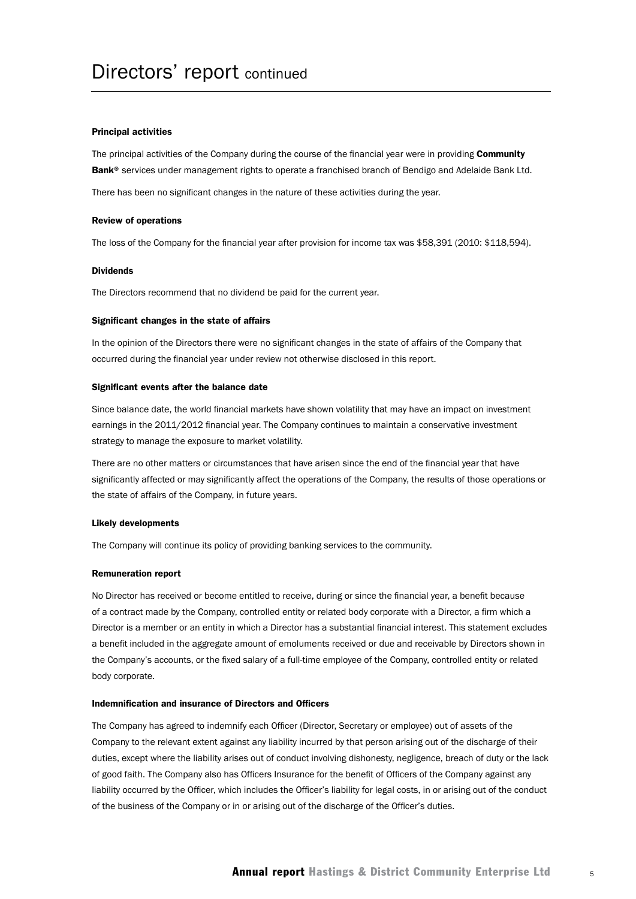# Directors' report continued

### Principal activities

The principal activities of the Company during the course of the financial year were in providing **Community Bank**® services under management rights to operate a franchised branch of Bendigo and Adelaide Bank Ltd.

There has been no significant changes in the nature of these activities during the year.

### Review of operations

The loss of the Company for the financial year after provision for income tax was $58,391 (2010: $118,594).

### Dividends

The Directors recommend that no dividend be paid for the current year.

### Significant changes in the state of affairs

In the opinion of the Directors there were no significant changes in the state of affairs of the Company that occurred during the financial year under review not otherwise disclosed in this report.

### Significant events after the balance date

Since balance date, the world financial markets have shown volatility that may have an impact on investment earnings in the 2011/2012 financial year. The Company continues to maintain a conservative investment strategy to manage the exposure to market volatility.

There are no other matters or circumstances that have arisen since the end of the financial year that have significantly affected or may significantly affect the operations of the Company, the results of those operations or the state of affairs of the Company, in future years.

### Likely developments

The Company will continue its policy of providing banking services to the community.

### Remuneration report

No Director has received or become entitled to receive, during or since the financial year, a benefit because of a contract made by the Company, controlled entity or related body corporate with a Director, a firm which a Director is a member or an entity in which a Director has a substantial financial interest. This statement excludes a benefit included in the aggregate amount of emoluments received or due and receivable by Directors shown in the Company's accounts, or the fixed salary of a full-time employee of the Company, controlled entity or related body corporate.

### Indemnification and insurance of Directors and Officers

The Company has agreed to indemnify each Officer (Director, Secretary or employee) out of assets of the Company to the relevant extent against any liability incurred by that person arising out of the discharge of their duties, except where the liability arises out of conduct involving dishonesty, negligence, breach of duty or the lack of good faith. The Company also has Officers Insurance for the benefit of Officers of the Company against any liability occurred by the Officer, which includes the Officer's liability for legal costs, in or arising out of the conduct of the business of the Company or in or arising out of the discharge of the Officer's duties.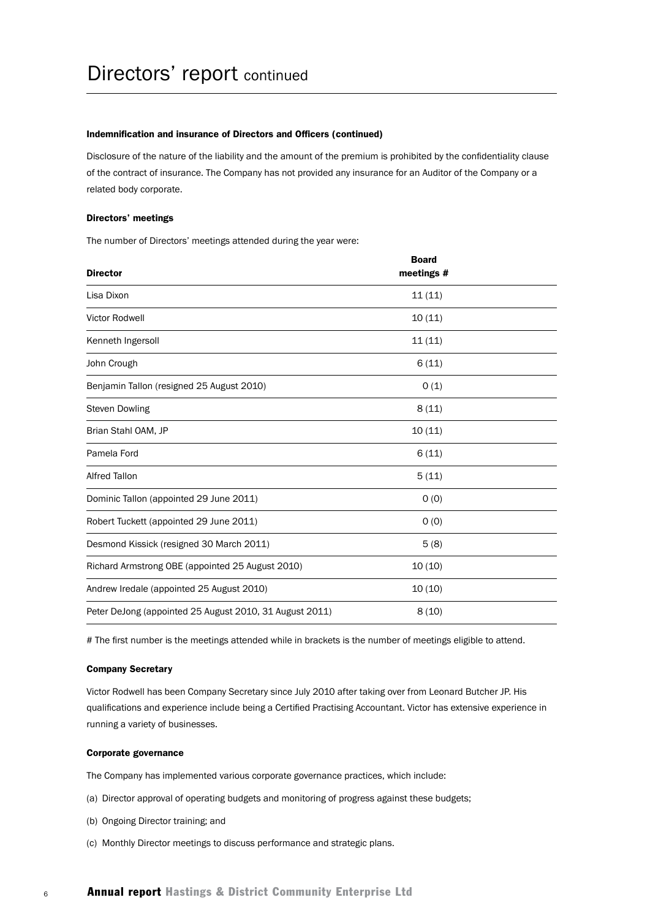# Directors' report continued

#### Indemnification and insurance of Directors and Officers (continued)

Disclosure of the nature of the liability and the amount of the premium is prohibited by the confidentiality clause of the contract of insurance. The Company has not provided any insurance for an Auditor of the Company or a related body corporate.

#### Directors' meetings

The number of Directors' meetings attended during the year were:

| Director | Board meetings # |
|---|---|
| Lisa Dixon | 11 (11) |
| Victor Rodwell | 10 (11) |
| Kenneth Ingersoll | 11 (11) |
| John Crough | 6 (11) |
| Benjamin Tallon (resigned 25 August 2010) | 0 (1) |
| Steven Dowling | 8 (11) |
| Brian Stahl OAM, JP | 10 (11) |
| Pamela Ford | 6 (11) |
| Alfred Tallon | 5 (11) |
| Dominic Tallon (appointed 29 June 2011) | 0 (0) |
| Robert Tuckett (appointed 29 June 2011) | 0 (0) |
| Desmond Kissick (resigned 30 March 2011) | 5 (8) |
| Richard Armstrong OBE (appointed 25 August 2010) | 10 (10) |
| Andrew Iredale (appointed 25 August 2010) | 10 (10) |
| Peter DeJong (appointed 25 August 2010, 31 August 2011) | 8 (10) |

# The first number is the meetings attended while in brackets is the number of meetings eligible to attend.

#### Company Secretary

Victor Rodwell has been Company Secretary since July 2010 after taking over from Leonard Butcher JP. His qualifications and experience include being a Certified Practising Accountant. Victor has extensive experience in running a variety of businesses.

#### Corporate governance

The Company has implemented various corporate governance practices, which include:

(a) Director approval of operating budgets and monitoring of progress against these budgets;

(b) Ongoing Director training; and

(c) Monthly Director meetings to discuss performance and strategic plans.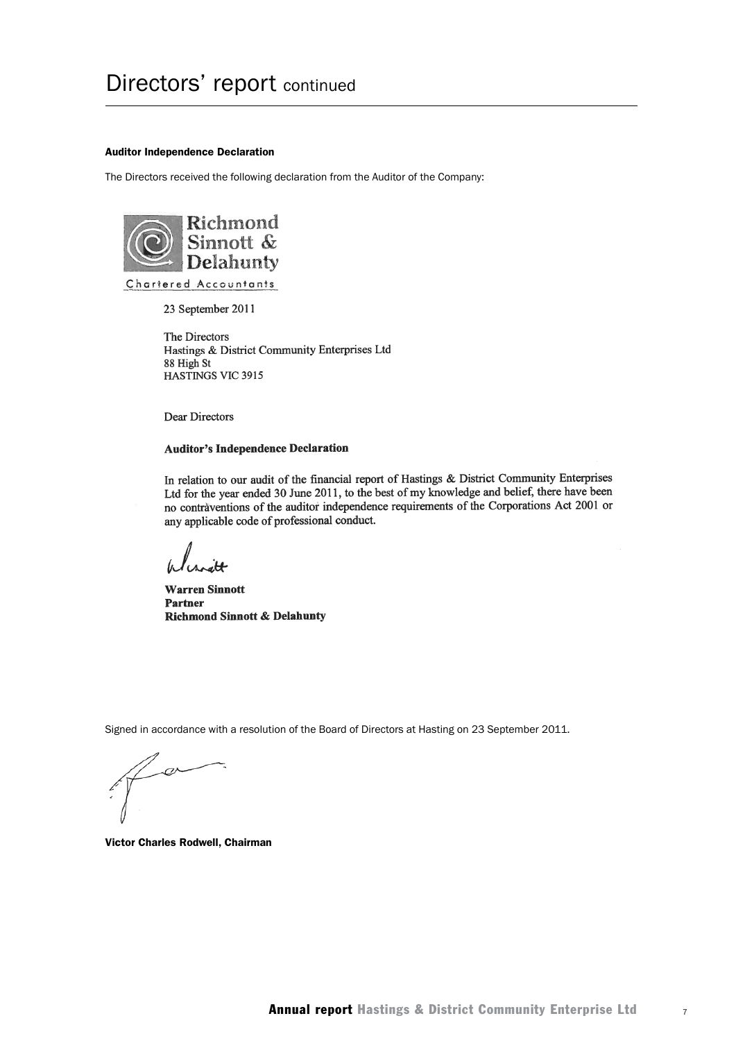# Directors' report continued

**Auditor Independence Declaration**

The Directors received the following declaration from the Auditor of the Company:

Richmond Sinnott & Delahunty

Chartered Accountants

23 September 2011

The Directors
Hastings & District Community Enterprises Ltd
88 High St
HASTINGS VIC 3915

Dear Directors

**Auditor's Independence Declaration**

In relation to our audit of the financial report of Hastings & District Community Enterprises Ltd for the year ended 30 June 2011, to the best of my knowledge and belief, there have been no contraventions of the auditor independence requirements of the Corporations Act 2001 or any applicable code of professional conduct.

**Warren Sinnott**
**Partner**
**Richmond Sinnott & Delahunty**

Signed in accordance with a resolution of the Board of Directors at Hasting on 23 September 2011.

**Victor Charles Rodwell, Chairman**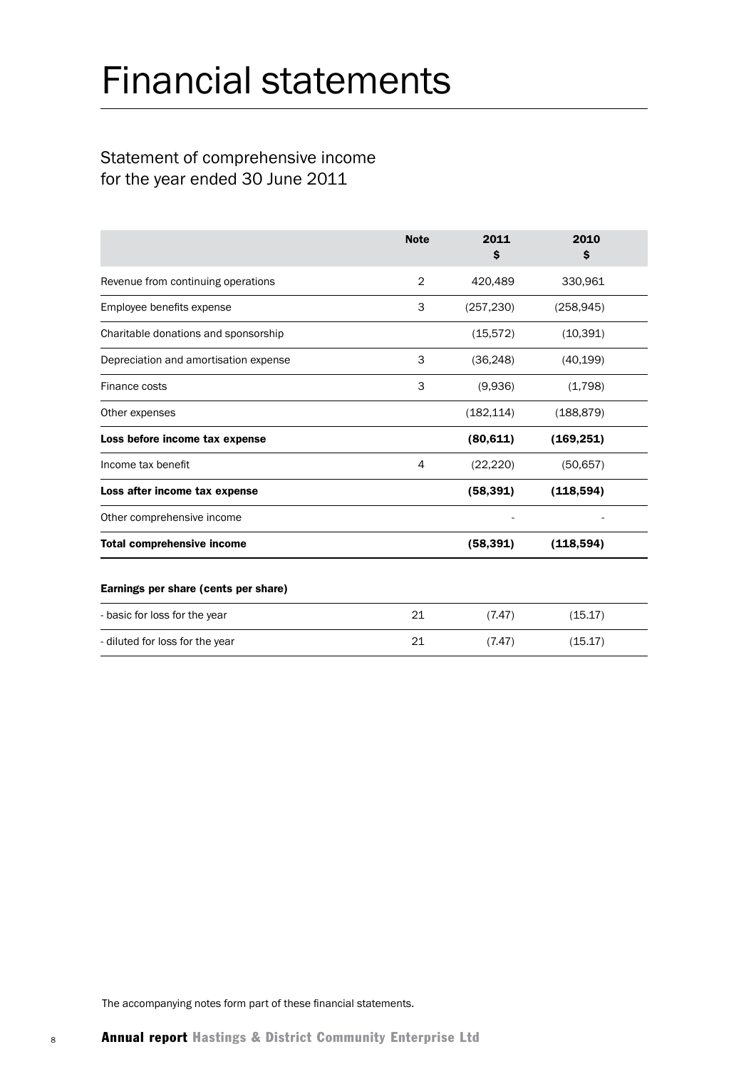# Financial statements

## Statement of comprehensive income for the year ended 30 June 2011

| | Note | 2011 $ | 2010 $ |
|---|---|---|---|
| Revenue from continuing operations | 2 | 420,489 | 330,961 |
| Employee benefits expense | 3 | (257,230) | (258,945) |
| Charitable donations and sponsorship | | (15,572) | (10,391) |
| Depreciation and amortisation expense | 3 | (36,248) | (40,199) |
| Finance costs | 3 | (9,936) | (1,798) |
| Other expenses | | (182,114) | (188,879) |
| **Loss before income tax expense** | | **(80,611)** | **(169,251)** |
| Income tax benefit | 4 | (22,220) | (50,657) |
| **Loss after income tax expense** | | **(58,391)** | **(118,594)** |
| Other comprehensive income | | - | - |
| **Total comprehensive income** | | **(58,391)** | **(118,594)** |

**Earnings per share (cents per share)**

| | | | |
|---|---|---|---|
| - basic for loss for the year | 21 | (7.47) | (15.17) |
| - diluted for loss for the year | 21 | (7.47) | (15.17) |

The accompanying notes form part of these financial statements.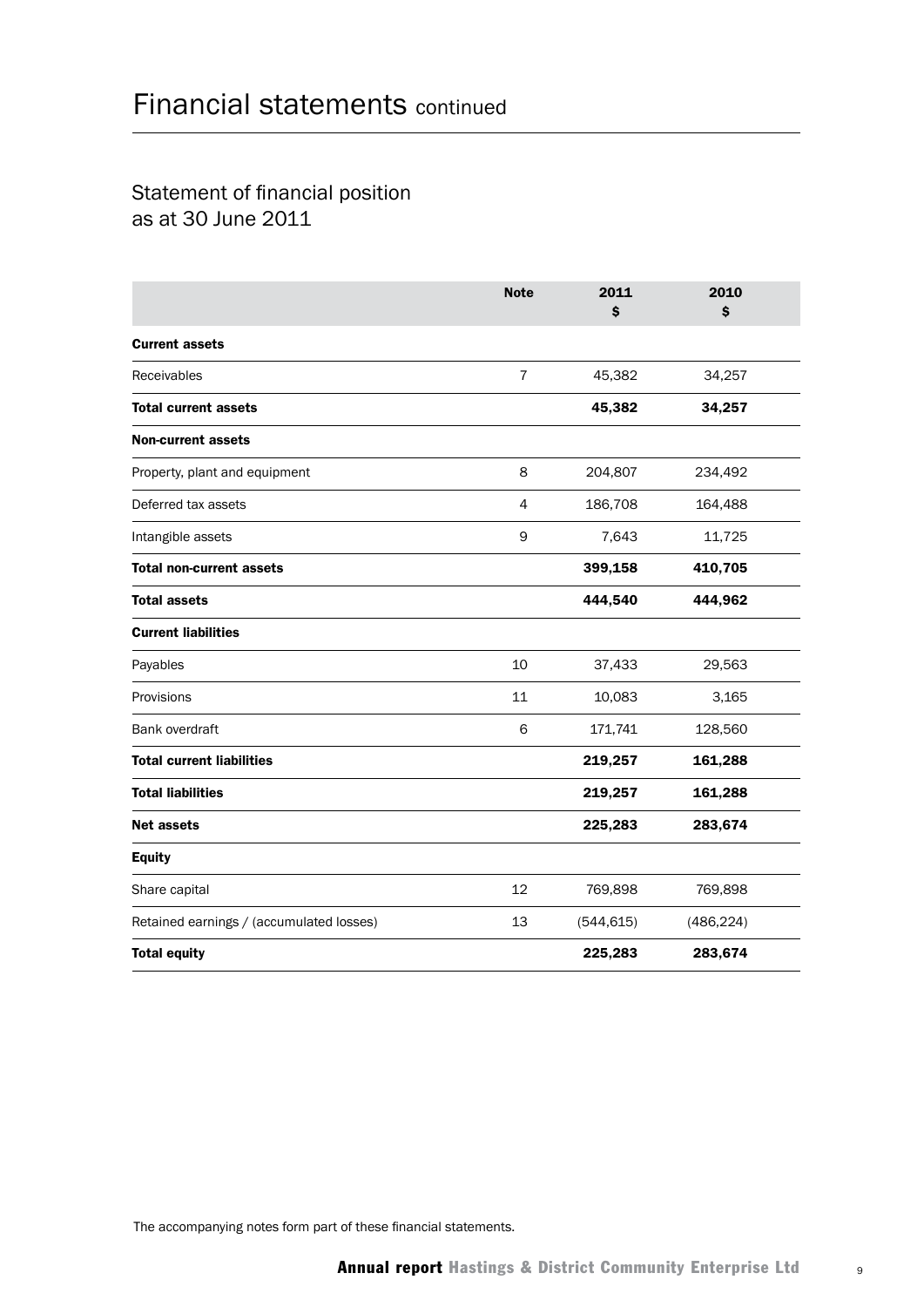# Financial statements continued

## Statement of financial position as at 30 June 2011

| | Note | 2011 $ | 2010 $ |
|---|---|---|---|
| **Current assets** | | | |
| Receivables | 7 | 45,382 | 34,257 |
| **Total current assets** | | **45,382** | **34,257** |
| **Non-current assets** | | | |
| Property, plant and equipment | 8 | 204,807 | 234,492 |
| Deferred tax assets | 4 | 186,708 | 164,488 |
| Intangible assets | 9 | 7,643 | 11,725 |
| **Total non-current assets** | | **399,158** | **410,705** |
| **Total assets** | | **444,540** | **444,962** |
| **Current liabilities** | | | |
| Payables | 10 | 37,433 | 29,563 |
| Provisions | 11 | 10,083 | 3,165 |
| Bank overdraft | 6 | 171,741 | 128,560 |
| **Total current liabilities** | | **219,257** | **161,288** |
| **Total liabilities** | | **219,257** | **161,288** |
| **Net assets** | | **225,283** | **283,674** |
| **Equity** | | | |
| Share capital | 12 | 769,898 | 769,898 |
| Retained earnings / (accumulated losses) | 13 | (544,615) | (486,224) |
| **Total equity** | | **225,283** | **283,674** |

The accompanying notes form part of these financial statements.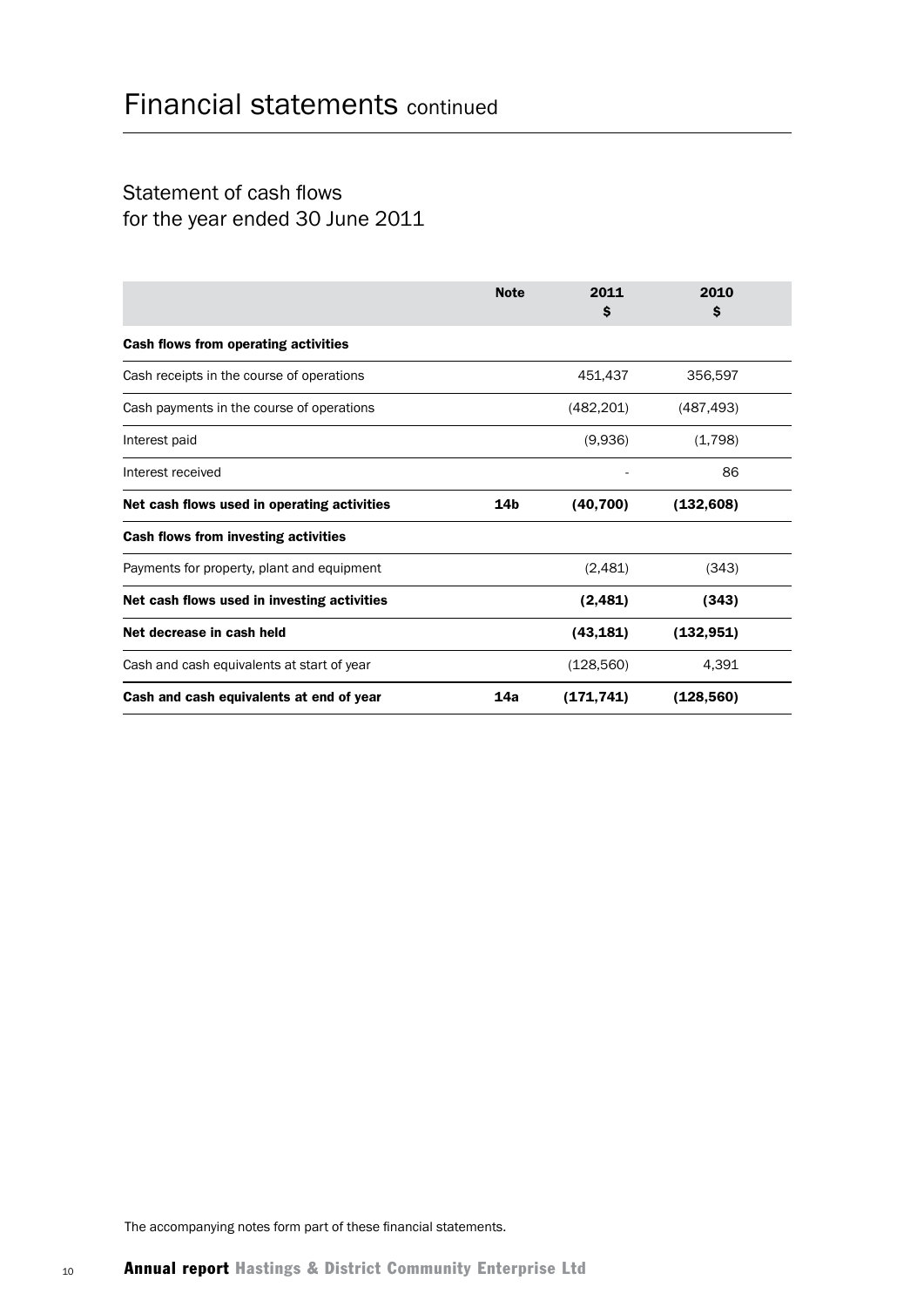# Financial statements continued

## Statement of cash flows for the year ended 30 June 2011

| | Note | 2011 $ | 2010 $ |
|---|---|---|---|
| **Cash flows from operating activities** | | | |
| Cash receipts in the course of operations | | 451,437 | 356,597 |
| Cash payments in the course of operations | | (482,201) | (487,493) |
| Interest paid | | (9,936) | (1,798) |
| Interest received | | - | 86 |
| **Net cash flows used in operating activities** | **14b** | **(40,700)** | **(132,608)** |
| **Cash flows from investing activities** | | | |
| Payments for property, plant and equipment | | (2,481) | (343) |
| **Net cash flows used in investing activities** | | **(2,481)** | **(343)** |
| **Net decrease in cash held** | | **(43,181)** | **(132,951)** |
| Cash and cash equivalents at start of year | | (128,560) | 4,391 |
| **Cash and cash equivalents at end of year** | **14a** | **(171,741)** | **(128,560)** |

The accompanying notes form part of these financial statements.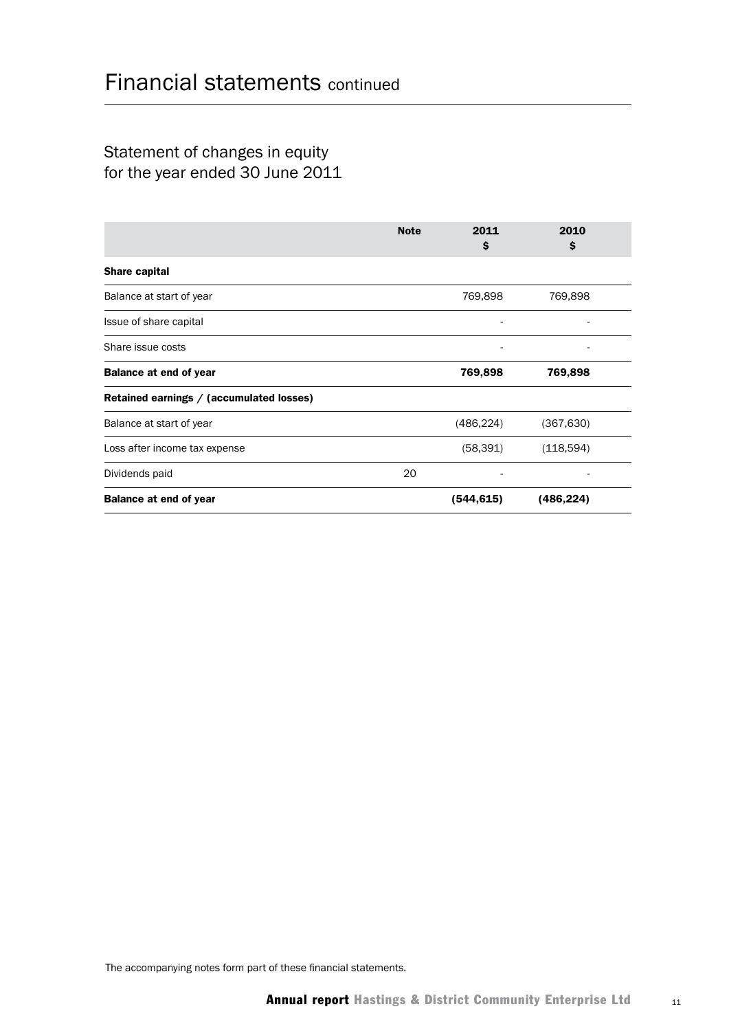# Financial statements continued

## Statement of changes in equity for the year ended 30 June 2011

| | Note | 2011 $ | 2010 $ |
|---|---|---|---|
| **Share capital** | | | |
| Balance at start of year | | 769,898 | 769,898 |
| Issue of share capital | | - | - |
| Share issue costs | | - | - |
| **Balance at end of year** | | **769,898** | **769,898** |
| **Retained earnings / (accumulated losses)** | | | |
| Balance at start of year | | (486,224) | (367,630) |
| Loss after income tax expense | | (58,391) | (118,594) |
| Dividends paid | 20 | - | - |
| **Balance at end of year** | | **(544,615)** | **(486,224)** |

The accompanying notes form part of these financial statements.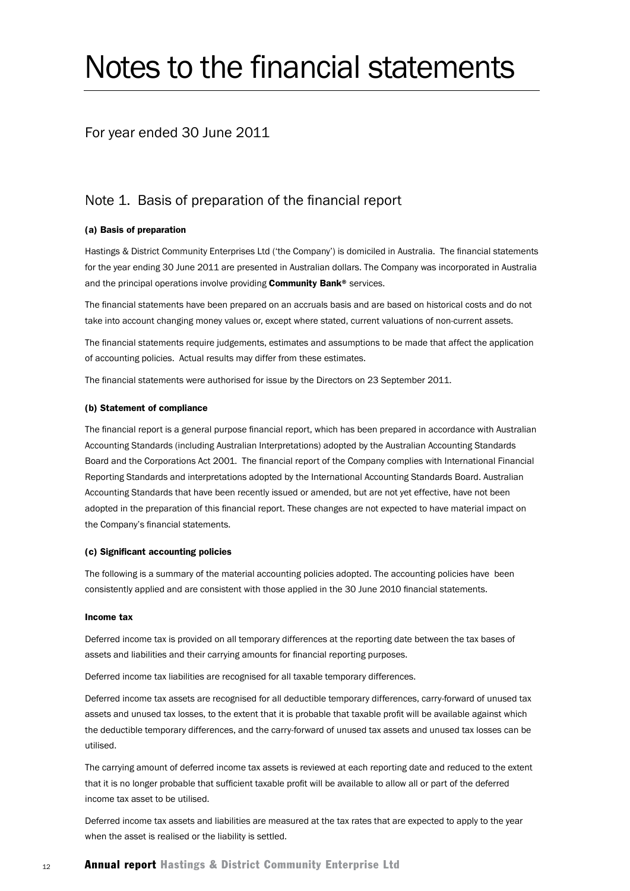# Notes to the financial statements

## For year ended 30 June 2011

## Note 1. Basis of preparation of the financial report

#### (a) Basis of preparation

Hastings & District Community Enterprises Ltd ('the Company') is domiciled in Australia. The financial statements for the year ending 30 June 2011 are presented in Australian dollars. The Company was incorporated in Australia and the principal operations involve providing **Community Bank®** services.

The financial statements have been prepared on an accruals basis and are based on historical costs and do not take into account changing money values or, except where stated, current valuations of non-current assets.

The financial statements require judgements, estimates and assumptions to be made that affect the application of accounting policies. Actual results may differ from these estimates.

The financial statements were authorised for issue by the Directors on 23 September 2011.

#### (b) Statement of compliance

The financial report is a general purpose financial report, which has been prepared in accordance with Australian Accounting Standards (including Australian Interpretations) adopted by the Australian Accounting Standards Board and the Corporations Act 2001. The financial report of the Company complies with International Financial Reporting Standards and interpretations adopted by the International Accounting Standards Board. Australian Accounting Standards that have been recently issued or amended, but are not yet effective, have not been adopted in the preparation of this financial report. These changes are not expected to have material impact on the Company's financial statements.

#### (c) Significant accounting policies

The following is a summary of the material accounting policies adopted. The accounting policies have been consistently applied and are consistent with those applied in the 30 June 2010 financial statements.

#### Income tax

Deferred income tax is provided on all temporary differences at the reporting date between the tax bases of assets and liabilities and their carrying amounts for financial reporting purposes.

Deferred income tax liabilities are recognised for all taxable temporary differences.

Deferred income tax assets are recognised for all deductible temporary differences, carry-forward of unused tax assets and unused tax losses, to the extent that it is probable that taxable profit will be available against which the deductible temporary differences, and the carry-forward of unused tax assets and unused tax losses can be utilised.

The carrying amount of deferred income tax assets is reviewed at each reporting date and reduced to the extent that it is no longer probable that sufficient taxable profit will be available to allow all or part of the deferred income tax asset to be utilised.

Deferred income tax assets and liabilities are measured at the tax rates that are expected to apply to the year when the asset is realised or the liability is settled.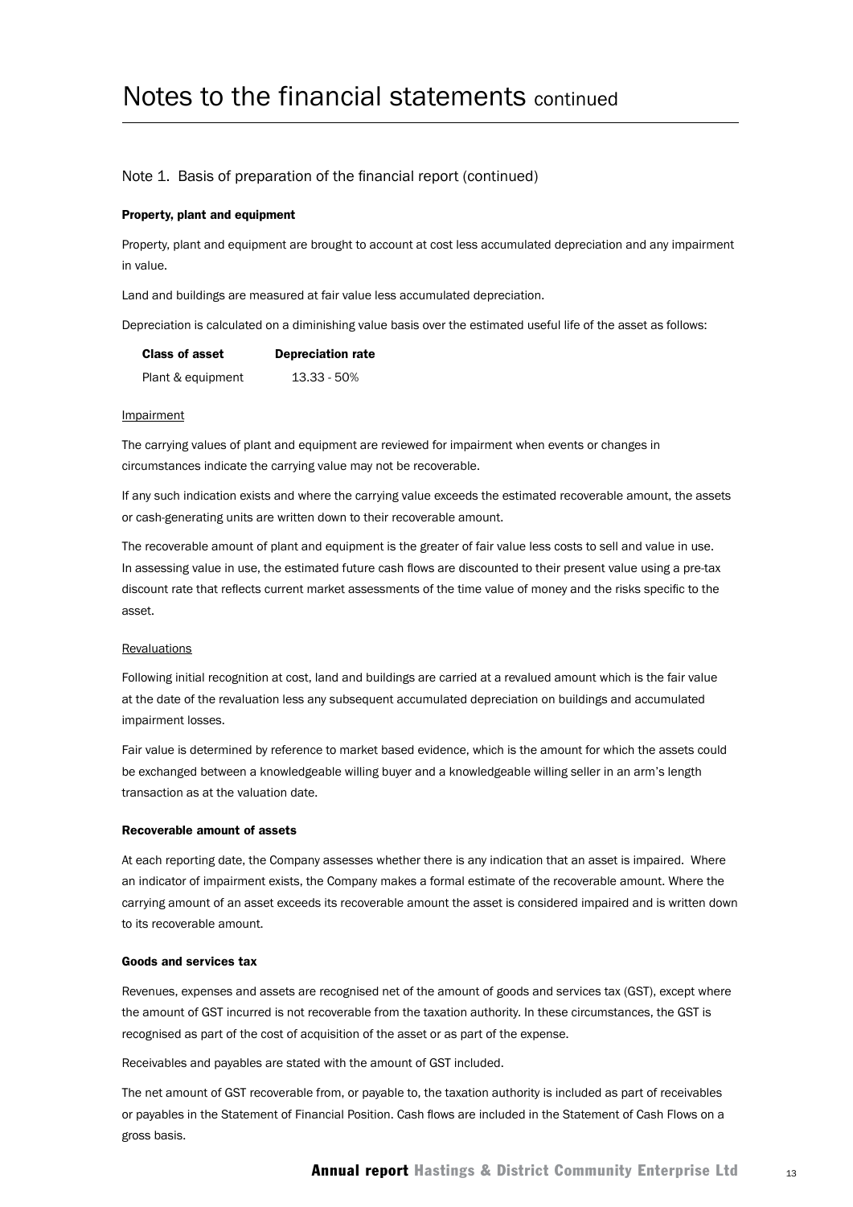# Notes to the financial statements continued

## Note 1. Basis of preparation of the financial report (continued)

### Property, plant and equipment

Property, plant and equipment are brought to account at cost less accumulated depreciation and any impairment in value.

Land and buildings are measured at fair value less accumulated depreciation.

Depreciation is calculated on a diminishing value basis over the estimated useful life of the asset as follows:

| Class of asset | Depreciation rate |
|---|---|
| Plant & equipment | 13.33 - 50% |

Impairment

The carrying values of plant and equipment are reviewed for impairment when events or changes in circumstances indicate the carrying value may not be recoverable.

If any such indication exists and where the carrying value exceeds the estimated recoverable amount, the assets or cash-generating units are written down to their recoverable amount.

The recoverable amount of plant and equipment is the greater of fair value less costs to sell and value in use. In assessing value in use, the estimated future cash flows are discounted to their present value using a pre-tax discount rate that reflects current market assessments of the time value of money and the risks specific to the asset.

Revaluations

Following initial recognition at cost, land and buildings are carried at a revalued amount which is the fair value at the date of the revaluation less any subsequent accumulated depreciation on buildings and accumulated impairment losses.

Fair value is determined by reference to market based evidence, which is the amount for which the assets could be exchanged between a knowledgeable willing buyer and a knowledgeable willing seller in an arm's length transaction as at the valuation date.

### Recoverable amount of assets

At each reporting date, the Company assesses whether there is any indication that an asset is impaired. Where an indicator of impairment exists, the Company makes a formal estimate of the recoverable amount. Where the carrying amount of an asset exceeds its recoverable amount the asset is considered impaired and is written down to its recoverable amount.

### Goods and services tax

Revenues, expenses and assets are recognised net of the amount of goods and services tax (GST), except where the amount of GST incurred is not recoverable from the taxation authority. In these circumstances, the GST is recognised as part of the cost of acquisition of the asset or as part of the expense.

Receivables and payables are stated with the amount of GST included.

The net amount of GST recoverable from, or payable to, the taxation authority is included as part of receivables or payables in the Statement of Financial Position. Cash flows are included in the Statement of Cash Flows on a gross basis.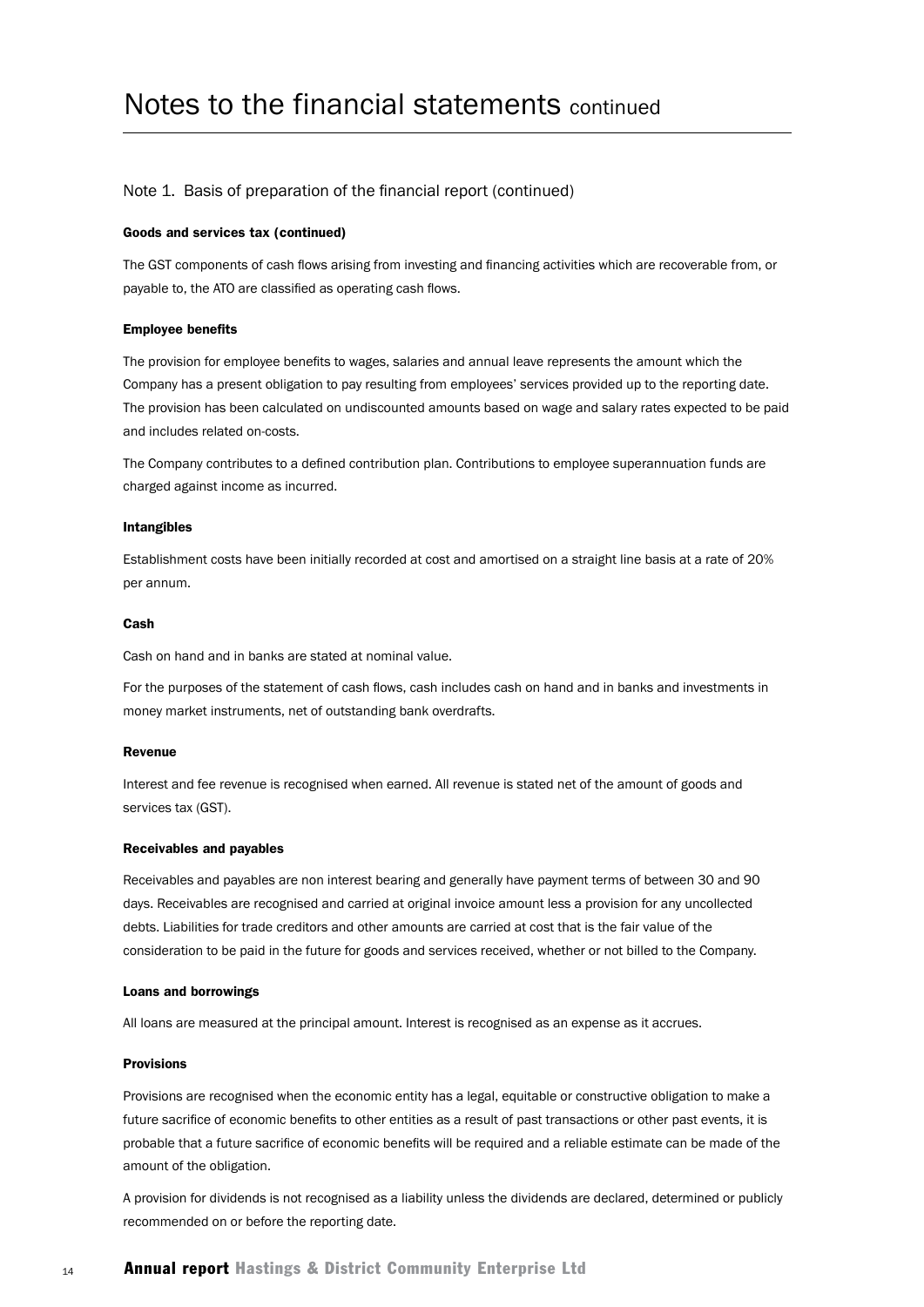# Notes to the financial statements continued

## Note 1. Basis of preparation of the financial report (continued)

### Goods and services tax (continued)

The GST components of cash flows arising from investing and financing activities which are recoverable from, or payable to, the ATO are classified as operating cash flows.

### Employee benefits

The provision for employee benefits to wages, salaries and annual leave represents the amount which the Company has a present obligation to pay resulting from employees' services provided up to the reporting date. The provision has been calculated on undiscounted amounts based on wage and salary rates expected to be paid and includes related on-costs.

The Company contributes to a defined contribution plan. Contributions to employee superannuation funds are charged against income as incurred.

### Intangibles

Establishment costs have been initially recorded at cost and amortised on a straight line basis at a rate of 20% per annum.

### Cash

Cash on hand and in banks are stated at nominal value.

For the purposes of the statement of cash flows, cash includes cash on hand and in banks and investments in money market instruments, net of outstanding bank overdrafts.

### Revenue

Interest and fee revenue is recognised when earned. All revenue is stated net of the amount of goods and services tax (GST).

### Receivables and payables

Receivables and payables are non interest bearing and generally have payment terms of between 30 and 90 days. Receivables are recognised and carried at original invoice amount less a provision for any uncollected debts. Liabilities for trade creditors and other amounts are carried at cost that is the fair value of the consideration to be paid in the future for goods and services received, whether or not billed to the Company.

### Loans and borrowings

All loans are measured at the principal amount. Interest is recognised as an expense as it accrues.

### Provisions

Provisions are recognised when the economic entity has a legal, equitable or constructive obligation to make a future sacrifice of economic benefits to other entities as a result of past transactions or other past events, it is probable that a future sacrifice of economic benefits will be required and a reliable estimate can be made of the amount of the obligation.

A provision for dividends is not recognised as a liability unless the dividends are declared, determined or publicly recommended on or before the reporting date.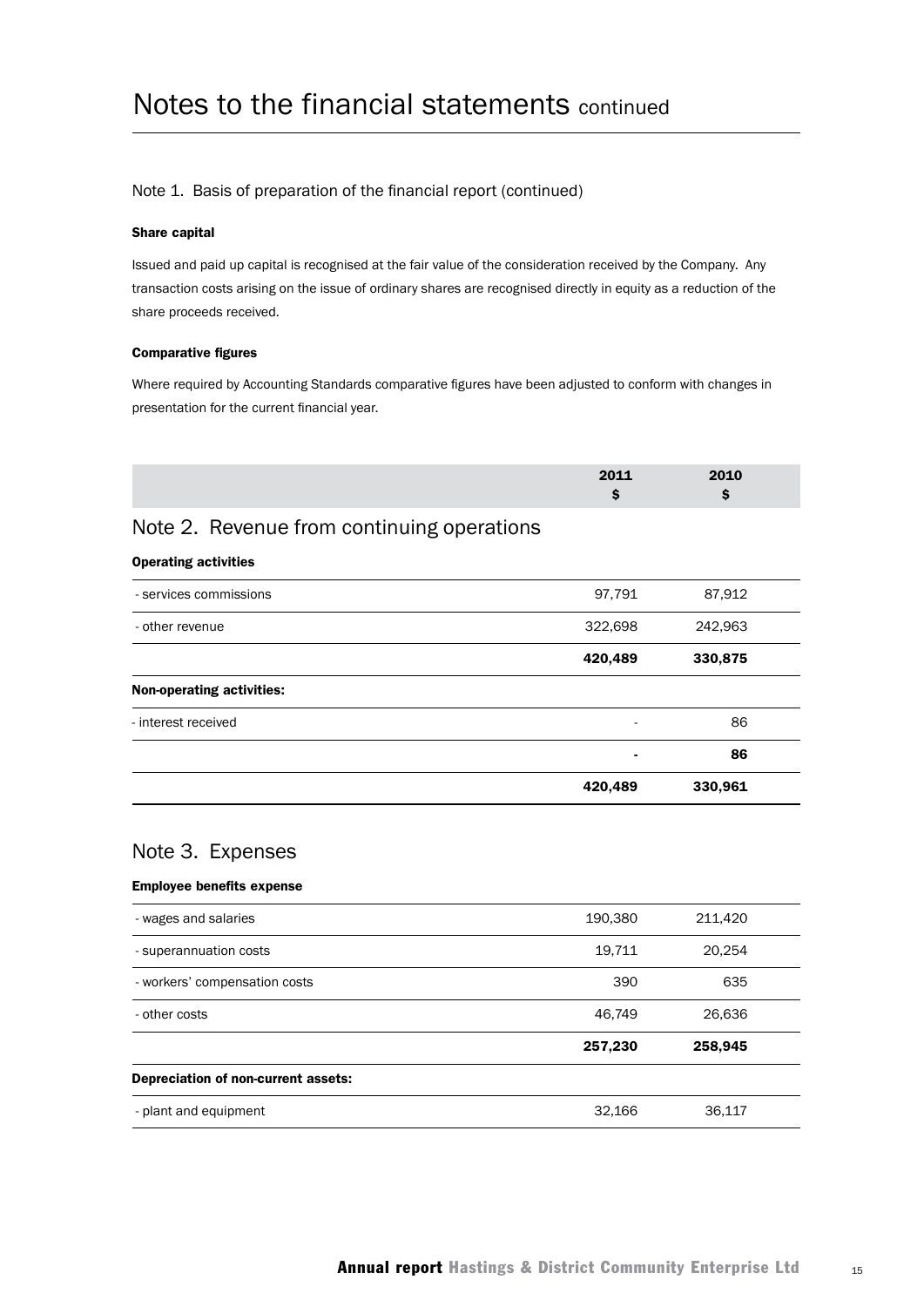# Notes to the financial statements continued

## Note 1. Basis of preparation of the financial report (continued)

**Share capital**

Issued and paid up capital is recognised at the fair value of the consideration received by the Company. Any transaction costs arising on the issue of ordinary shares are recognised directly in equity as a reduction of the share proceeds received.

**Comparative figures**

Where required by Accounting Standards comparative figures have been adjusted to conform with changes in presentation for the current financial year.

| | 2011 $ | 2010 $ |
|---|---|---|

## Note 2. Revenue from continuing operations

| | 2011 $ | 2010 $ |
|---|---|---|
| **Operating activities** | | |
| - services commissions | 97,791 | 87,912 |
| - other revenue | 322,698 | 242,963 |
| | **420,489** | **330,875** |
| **Non-operating activities:** | | |
| - interest received | - | 86 |
| | **-** | **86** |
| | **420,489** | **330,961** |

## Note 3. Expenses

| | 2011 $ | 2010 $ |
|---|---|---|
| **Employee benefits expense** | | |
| - wages and salaries | 190,380 | 211,420 |
| - superannuation costs | 19,711 | 20,254 |
| - workers' compensation costs | 390 | 635 |
| - other costs | 46,749 | 26,636 |
| | **257,230** | **258,945** |
| **Depreciation of non-current assets:** | | |
| - plant and equipment | 32,166 | 36,117 |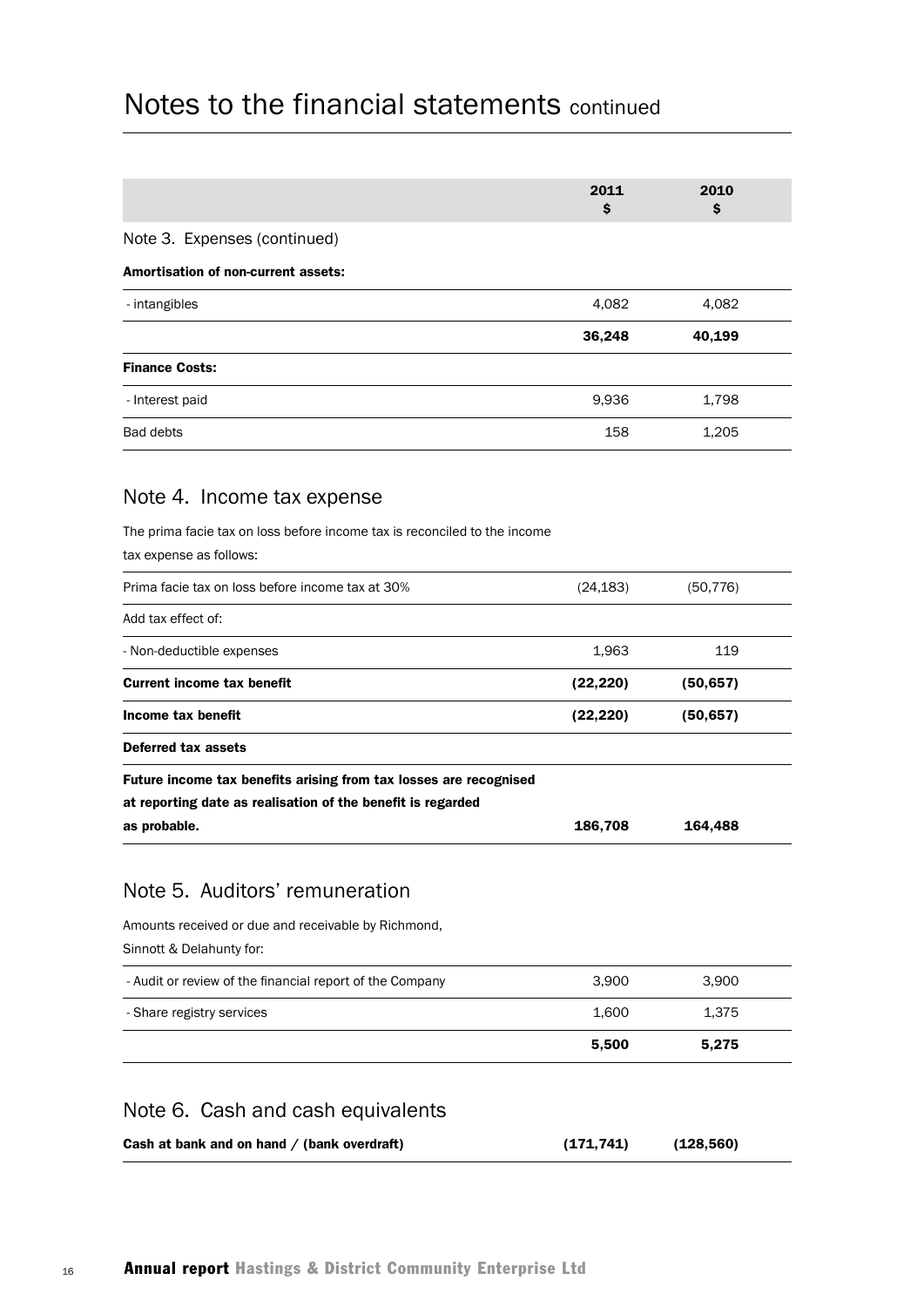# Notes to the financial statements continued

| | 2011 $ | 2010 $ |
|---|---|---|
| **Note 3. Expenses (continued)** | | |
| **Amortisation of non-current assets:** | | |
| - intangibles | 4,082 | 4,082 |
| | **36,248** | **40,199** |
| **Finance Costs:** | | |
| - Interest paid | 9,936 | 1,798 |
| Bad debts | 158 | 1,205 |

## Note 4. Income tax expense

| | 2011 $ | 2010 $ |
|---|---|---|
| The prima facie tax on loss before income tax is reconciled to the income tax expense as follows: | | |
| Prima facie tax on loss before income tax at 30% | (24,183) | (50,776) |
| Add tax effect of: | | |
| - Non-deductible expenses | 1,963 | 119 |
| **Current income tax benefit** | **(22,220)** | **(50,657)** |
| **Income tax benefit** | **(22,220)** | **(50,657)** |
| **Deferred tax assets** | | |
| **Future income tax benefits arising from tax losses are recognised at reporting date as realisation of the benefit is regarded as probable.** | **186,708** | **164,488** |

## Note 5. Auditors' remuneration

| | 2011 $ | 2010 $ |
|---|---|---|
| Amounts received or due and receivable by Richmond, Sinnott & Delahunty for: | | |
| - Audit or review of the financial report of the Company | 3,900 | 3,900 |
| - Share registry services | 1,600 | 1,375 |
| | **5,500** | **5,275** |

## Note 6. Cash and cash equivalents

| | 2011 $ | 2010 $ |
|---|---|---|
| **Cash at bank and on hand / (bank overdraft)** | **(171,741)** | **(128,560)** |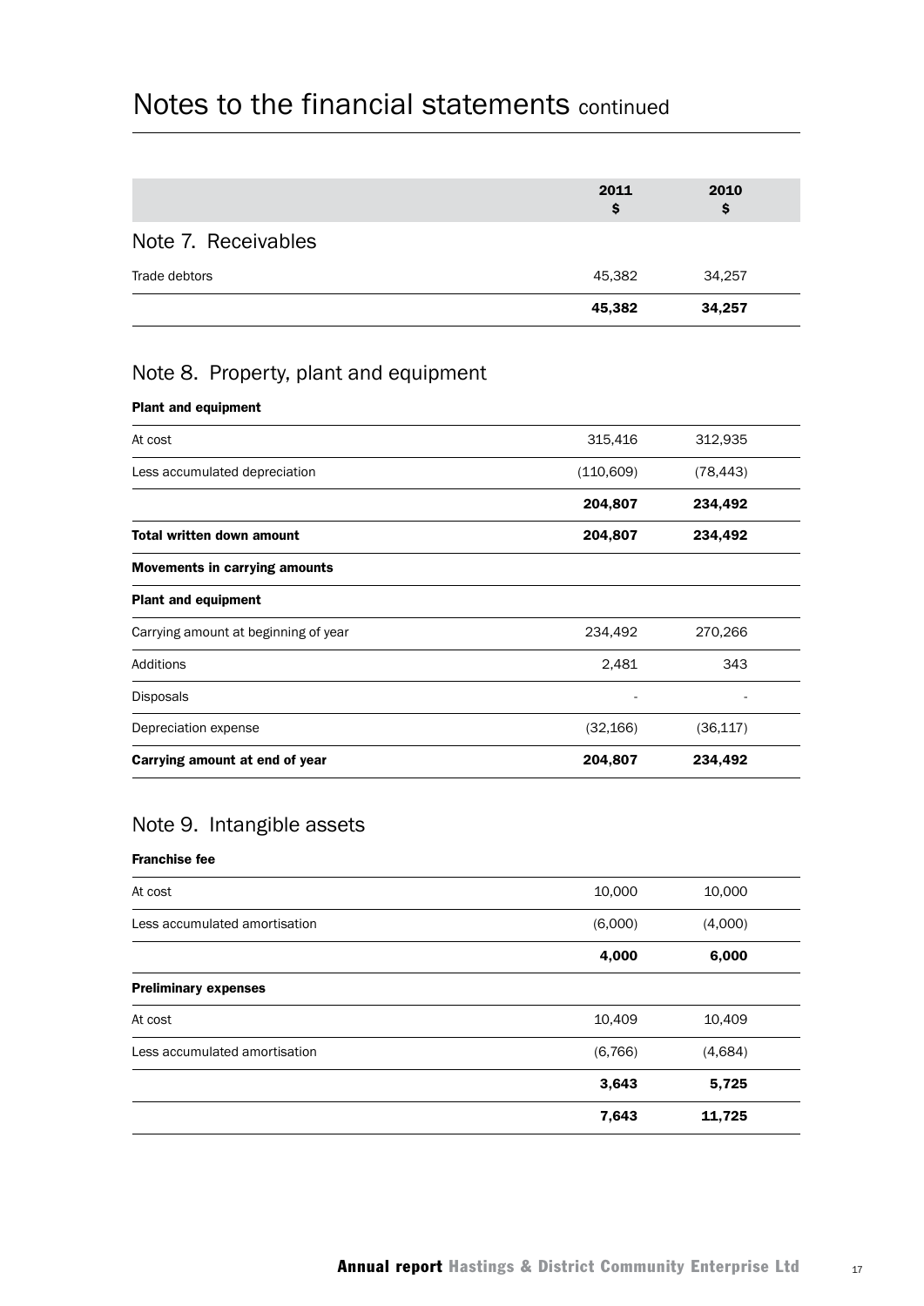# Notes to the financial statements continued

| | 2011<br>$ | 2010<br>$ |
|---|---|---|

## Note 7. Receivables

| | 2011<br>$ | 2010<br>$ |
|---|---|---|
| Trade debtors | 45,382 | 34,257 |
| | **45,382** | **34,257** |

## Note 8. Property, plant and equipment

| | 2011<br>$ | 2010<br>$ |
|---|---|---|
| **Plant and equipment** | | |
| At cost | 315,416 | 312,935 |
| Less accumulated depreciation | (110,609) | (78,443) |
| | **204,807** | **234,492** |
| **Total written down amount** | **204,807** | **234,492** |
| **Movements in carrying amounts** | | |
| **Plant and equipment** | | |
| Carrying amount at beginning of year | 234,492 | 270,266 |
| Additions | 2,481 | 343 |
| Disposals | - | - |
| Depreciation expense | (32,166) | (36,117) |
| **Carrying amount at end of year** | **204,807** | **234,492** |

## Note 9. Intangible assets

| | 2011<br>$ | 2010<br>$ |
|---|---|---|
| **Franchise fee** | | |
| At cost | 10,000 | 10,000 |
| Less accumulated amortisation | (6,000) | (4,000) |
| | **4,000** | **6,000** |
| **Preliminary expenses** | | |
| At cost | 10,409 | 10,409 |
| Less accumulated amortisation | (6,766) | (4,684) |
| | **3,643** | **5,725** |
| | **7,643** | **11,725** |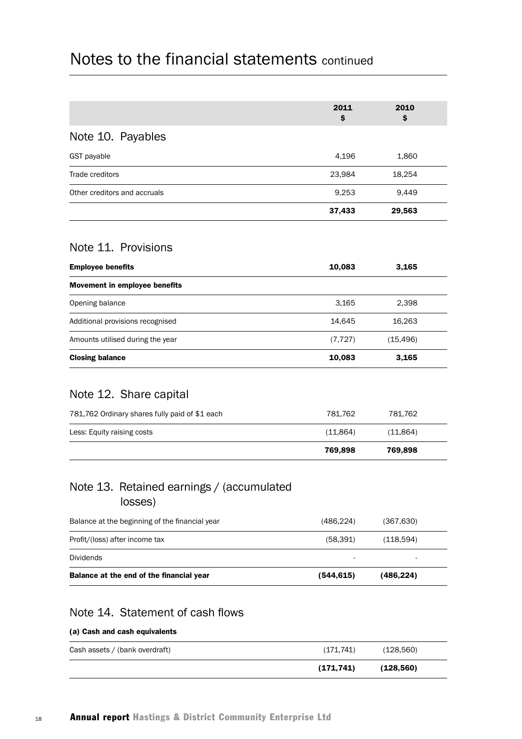# Notes to the financial statements continued

| | 2011<br>$ | 2010<br>$ |
|---|---|---|

## Note 10. Payables

| | 2011<br>$ | 2010<br>$ |
|---|---|---|
| GST payable | 4,196 | 1,860 |
| Trade creditors | 23,984 | 18,254 |
| Other creditors and accruals | 9,253 | 9,449 |
| | **37,433** | **29,563** |

## Note 11. Provisions

| | 2011<br>$ | 2010<br>$ |
|---|---|---|
| **Employee benefits** | **10,083** | **3,165** |
| **Movement in employee benefits** | | |
| Opening balance | 3,165 | 2,398 |
| Additional provisions recognised | 14,645 | 16,263 |
| Amounts utilised during the year | (7,727) | (15,496) |
| **Closing balance** | **10,083** | **3,165** |

## Note 12. Share capital

| | 2011<br>$ | 2010<br>$ |
|---|---|---|
| 781,762 Ordinary shares fully paid of $1 each | 781,762 | 781,762 |
| Less: Equity raising costs | (11,864) | (11,864) |
| | **769,898** | **769,898** |

## Note 13. Retained earnings / (accumulated losses)

| | 2011<br>$ | 2010<br>$ |
|---|---|---|
| Balance at the beginning of the financial year | (486,224) | (367,630) |
| Profit/(loss) after income tax | (58,391) | (118,594) |
| Dividends | - | - |
| **Balance at the end of the financial year** | **(544,615)** | **(486,224)** |

## Note 14. Statement of cash flows

**(a) Cash and cash equivalents**

| | 2011<br>$ | 2010<br>$ |
|---|---|---|
| Cash assets / (bank overdraft) | (171,741) | (128,560) |
| | **(171,741)** | **(128,560)** |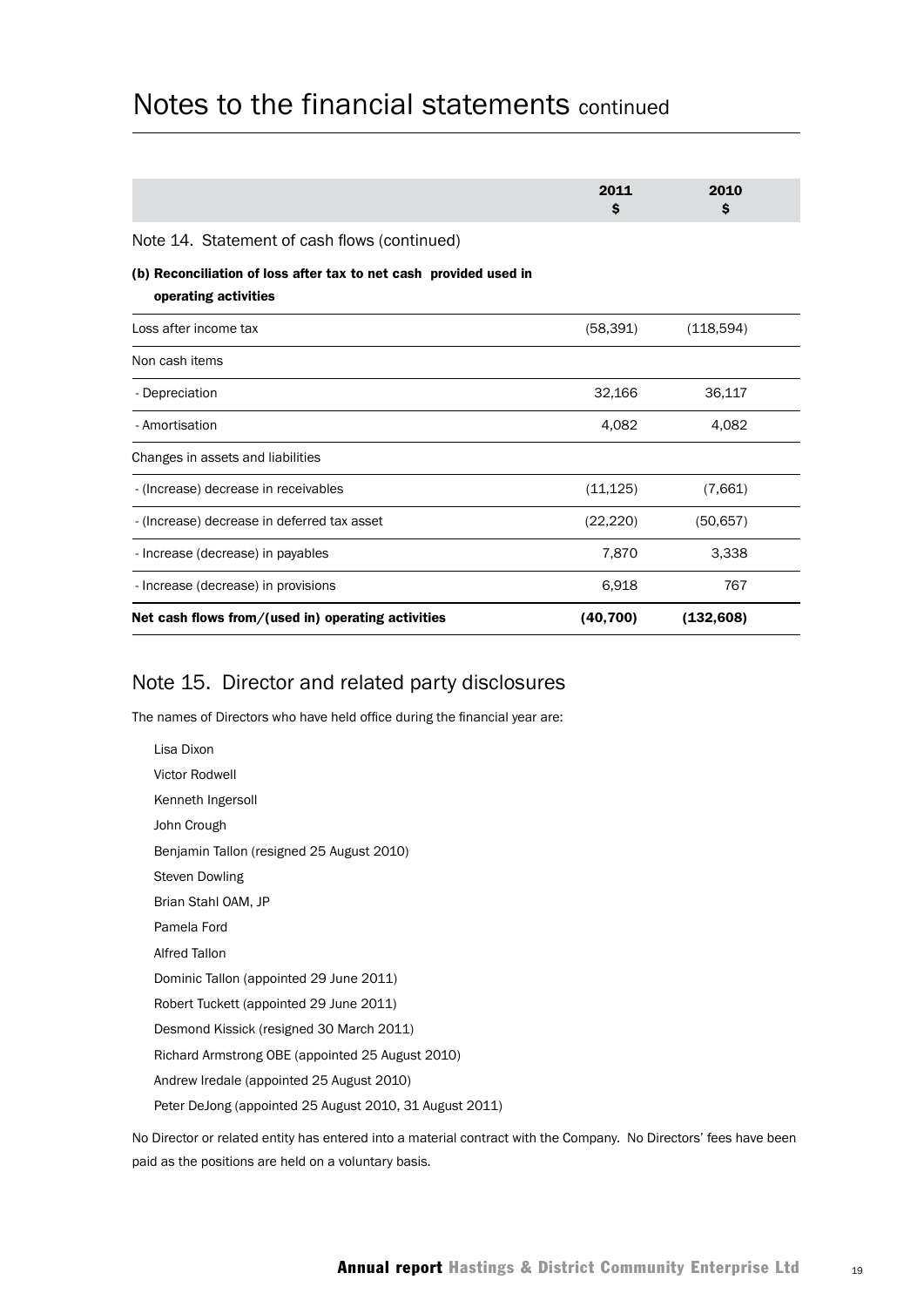# Notes to the financial statements continued

| | 2011 $ | 2010 $ |
|---|---|---|
| **Note 14. Statement of cash flows (continued)** | | |
| **(b) Reconciliation of loss after tax to net cash provided used in operating activities** | | |
| Loss after income tax | (58,391) | (118,594) |
| Non cash items | | |
| - Depreciation | 32,166 | 36,117 |
| - Amortisation | 4,082 | 4,082 |
| Changes in assets and liabilities | | |
| - (Increase) decrease in receivables | (11,125) | (7,661) |
| - (Increase) decrease in deferred tax asset | (22,220) | (50,657) |
| - Increase (decrease) in payables | 7,870 | 3,338 |
| - Increase (decrease) in provisions | 6,918 | 767 |
| **Net cash flows from/(used in) operating activities** | **(40,700)** | **(132,608)** |

## Note 15. Director and related party disclosures

The names of Directors who have held office during the financial year are:

Lisa Dixon
Victor Rodwell
Kenneth Ingersoll
John Crough
Benjamin Tallon (resigned 25 August 2010)
Steven Dowling
Brian Stahl OAM, JP
Pamela Ford
Alfred Tallon
Dominic Tallon (appointed 29 June 2011)
Robert Tuckett (appointed 29 June 2011)
Desmond Kissick (resigned 30 March 2011)
Richard Armstrong OBE (appointed 25 August 2010)
Andrew Iredale (appointed 25 August 2010)
Peter DeJong (appointed 25 August 2010, 31 August 2011)

No Director or related entity has entered into a material contract with the Company. No Directors' fees have been paid as the positions are held on a voluntary basis.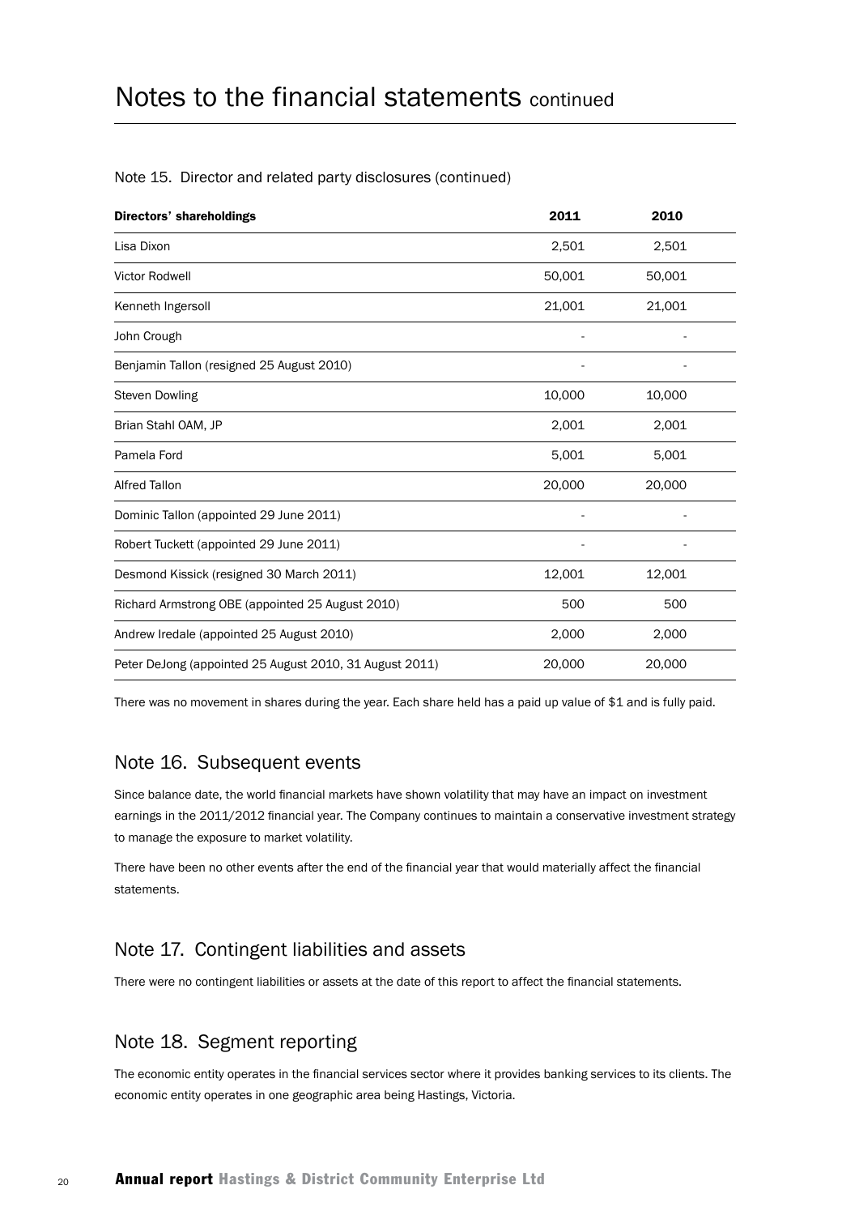# Notes to the financial statements continued

Note 15. Director and related party disclosures (continued)

| **Directors' shareholdings** | **2011** | **2010** |
|---|---|---|
| Lisa Dixon | 2,501 | 2,501 |
| Victor Rodwell | 50,001 | 50,001 |
| Kenneth Ingersoll | 21,001 | 21,001 |
| John Crough | - | - |
| Benjamin Tallon (resigned 25 August 2010) | - | - |
| Steven Dowling | 10,000 | 10,000 |
| Brian Stahl OAM, JP | 2,001 | 2,001 |
| Pamela Ford | 5,001 | 5,001 |
| Alfred Tallon | 20,000 | 20,000 |
| Dominic Tallon (appointed 29 June 2011) | - | - |
| Robert Tuckett (appointed 29 June 2011) | - | - |
| Desmond Kissick (resigned 30 March 2011) | 12,001 | 12,001 |
| Richard Armstrong OBE (appointed 25 August 2010) | 500 | 500 |
| Andrew Iredale (appointed 25 August 2010) | 2,000 | 2,000 |
| Peter DeJong (appointed 25 August 2010, 31 August 2011) | 20,000 | 20,000 |

There was no movement in shares during the year. Each share held has a paid up value of $1 and is fully paid.

## Note 16. Subsequent events

Since balance date, the world financial markets have shown volatility that may have an impact on investment earnings in the 2011/2012 financial year. The Company continues to maintain a conservative investment strategy to manage the exposure to market volatility.

There have been no other events after the end of the financial year that would materially affect the financial statements.

## Note 17. Contingent liabilities and assets

There were no contingent liabilities or assets at the date of this report to affect the financial statements.

## Note 18. Segment reporting

The economic entity operates in the financial services sector where it provides banking services to its clients. The economic entity operates in one geographic area being Hastings, Victoria.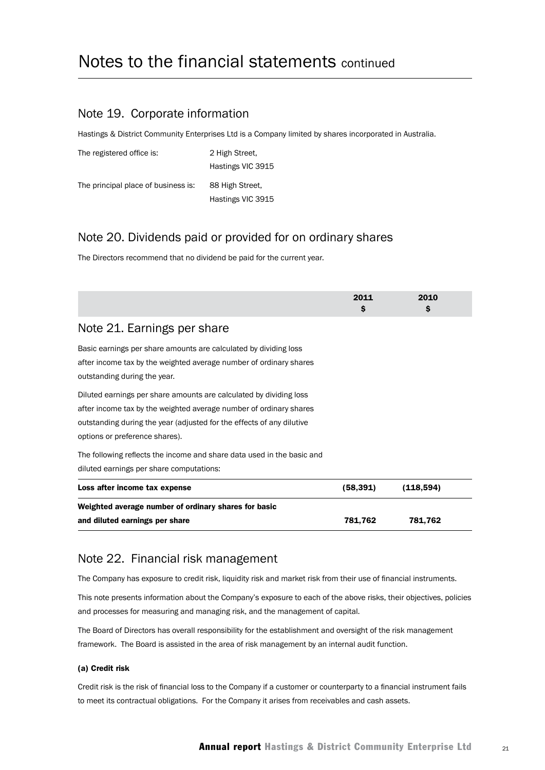# Notes to the financial statements continued

## Note 19. Corporate information

Hastings & District Community Enterprises Ltd is a Company limited by shares incorporated in Australia.

| | |
|---|---|
| The registered office is: | 2 High Street,<br>Hastings VIC 3915 |
| The principal place of business is: | 88 High Street,<br>Hastings VIC 3915 |

## Note 20. Dividends paid or provided for on ordinary shares

The Directors recommend that no dividend be paid for the current year.

## Note 21. Earnings per share

Basic earnings per share amounts are calculated by dividing loss after income tax by the weighted average number of ordinary shares outstanding during the year.

Diluted earnings per share amounts are calculated by dividing loss after income tax by the weighted average number of ordinary shares outstanding during the year (adjusted for the effects of any dilutive options or preference shares).

The following reflects the income and share data used in the basic and diluted earnings per share computations:

| | 2011<br>$ | 2010<br>$ |
|---|---|---|
| **Loss after income tax expense** | **(58,391)** | **(118,594)** |
| **Weighted average number of ordinary shares for basic and diluted earnings per share** | **781,762** | **781,762** |

## Note 22. Financial risk management

The Company has exposure to credit risk, liquidity risk and market risk from their use of financial instruments.

This note presents information about the Company's exposure to each of the above risks, their objectives, policies and processes for measuring and managing risk, and the management of capital.

The Board of Directors has overall responsibility for the establishment and oversight of the risk management framework. The Board is assisted in the area of risk management by an internal audit function.

#### (a) Credit risk

Credit risk is the risk of financial loss to the Company if a customer or counterparty to a financial instrument fails to meet its contractual obligations. For the Company it arises from receivables and cash assets.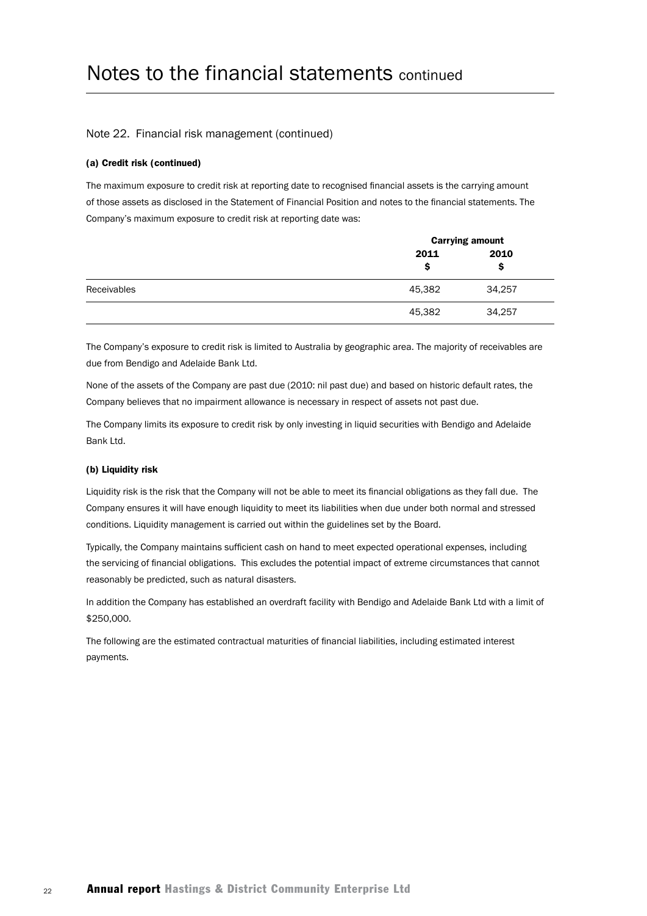# Notes to the financial statements continued

## Note 22. Financial risk management (continued)

### (a) Credit risk (continued)

The maximum exposure to credit risk at reporting date to recognised financial assets is the carrying amount of those assets as disclosed in the Statement of Financial Position and notes to the financial statements. The Company's maximum exposure to credit risk at reporting date was:

| | Carrying amount | |
|---|---|---|
| | 2011 $ | 2010 $ |
| Receivables | 45,382 | 34,257 |
| | 45,382 | 34,257 |

The Company's exposure to credit risk is limited to Australia by geographic area. The majority of receivables are due from Bendigo and Adelaide Bank Ltd.

None of the assets of the Company are past due (2010: nil past due) and based on historic default rates, the Company believes that no impairment allowance is necessary in respect of assets not past due.

The Company limits its exposure to credit risk by only investing in liquid securities with Bendigo and Adelaide Bank Ltd.

### (b) Liquidity risk

Liquidity risk is the risk that the Company will not be able to meet its financial obligations as they fall due. The Company ensures it will have enough liquidity to meet its liabilities when due under both normal and stressed conditions. Liquidity management is carried out within the guidelines set by the Board.

Typically, the Company maintains sufficient cash on hand to meet expected operational expenses, including the servicing of financial obligations. This excludes the potential impact of extreme circumstances that cannot reasonably be predicted, such as natural disasters.

In addition the Company has established an overdraft facility with Bendigo and Adelaide Bank Ltd with a limit of $250,000.

The following are the estimated contractual maturities of financial liabilities, including estimated interest payments.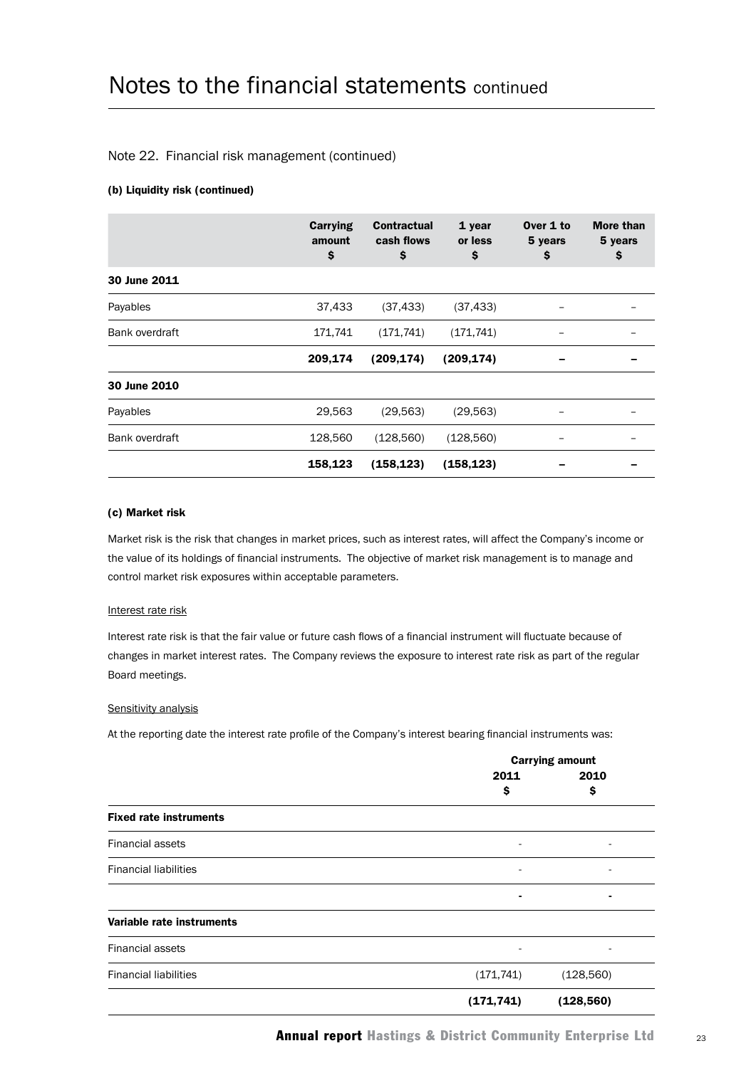# Notes to the financial statements continued

## Note 22. Financial risk management (continued)

### (b) Liquidity risk (continued)

| | Carrying amount $ | Contractual cash flows $ | 1 year or less $ | Over 1 to 5 years $ | More than 5 years $ |
|---|---|---|---|---|---|
| **30 June 2011** | | | | | |
| Payables | 37,433 | (37,433) | (37,433) | – | – |
| Bank overdraft | 171,741 | (171,741) | (171,741) | – | – |
| | **209,174** | **(209,174)** | **(209,174)** | **–** | **–** |
| **30 June 2010** | | | | | |
| Payables | 29,563 | (29,563) | (29,563) | – | – |
| Bank overdraft | 128,560 | (128,560) | (128,560) | – | – |
| | **158,123** | **(158,123)** | **(158,123)** | **–** | **–** |

### (c) Market risk

Market risk is the risk that changes in market prices, such as interest rates, will affect the Company's income or the value of its holdings of financial instruments. The objective of market risk management is to manage and control market risk exposures within acceptable parameters.

Interest rate risk

Interest rate risk is that the fair value or future cash flows of a financial instrument will fluctuate because of changes in market interest rates. The Company reviews the exposure to interest rate risk as part of the regular Board meetings.

Sensitivity analysis

At the reporting date the interest rate profile of the Company's interest bearing financial instruments was:

| | Carrying amount 2011 $ | Carrying amount 2010 $ |
|---|---|---|
| **Fixed rate instruments** | | |
| Financial assets | - | - |
| Financial liabilities | - | - |
| | **-** | **-** |
| **Variable rate instruments** | | |
| Financial assets | - | - |
| Financial liabilities | (171,741) | (128,560) |
| | **(171,741)** | **(128,560)** |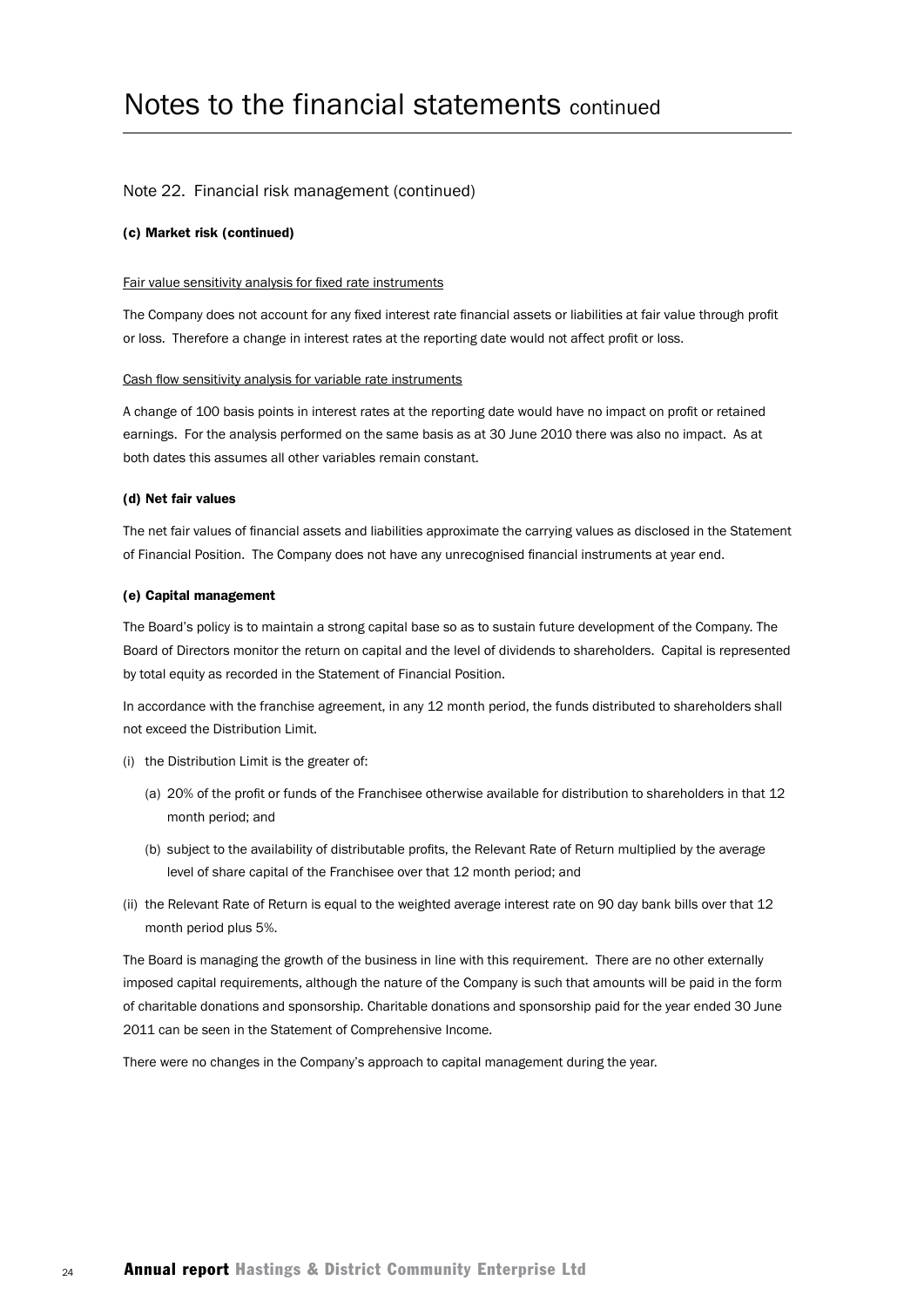# Notes to the financial statements continued

## Note 22. Financial risk management (continued)

### (c) Market risk (continued)

Fair value sensitivity analysis for fixed rate instruments

The Company does not account for any fixed interest rate financial assets or liabilities at fair value through profit or loss. Therefore a change in interest rates at the reporting date would not affect profit or loss.

Cash flow sensitivity analysis for variable rate instruments

A change of 100 basis points in interest rates at the reporting date would have no impact on profit or retained earnings. For the analysis performed on the same basis as at 30 June 2010 there was also no impact. As at both dates this assumes all other variables remain constant.

### (d) Net fair values

The net fair values of financial assets and liabilities approximate the carrying values as disclosed in the Statement of Financial Position. The Company does not have any unrecognised financial instruments at year end.

### (e) Capital management

The Board's policy is to maintain a strong capital base so as to sustain future development of the Company. The Board of Directors monitor the return on capital and the level of dividends to shareholders. Capital is represented by total equity as recorded in the Statement of Financial Position.

In accordance with the franchise agreement, in any 12 month period, the funds distributed to shareholders shall not exceed the Distribution Limit.

(i) the Distribution Limit is the greater of:

  (a) 20% of the profit or funds of the Franchisee otherwise available for distribution to shareholders in that 12 month period; and

  (b) subject to the availability of distributable profits, the Relevant Rate of Return multiplied by the average level of share capital of the Franchisee over that 12 month period; and

(ii) the Relevant Rate of Return is equal to the weighted average interest rate on 90 day bank bills over that 12 month period plus 5%.

The Board is managing the growth of the business in line with this requirement. There are no other externally imposed capital requirements, although the nature of the Company is such that amounts will be paid in the form of charitable donations and sponsorship. Charitable donations and sponsorship paid for the year ended 30 June 2011 can be seen in the Statement of Comprehensive Income.

There were no changes in the Company's approach to capital management during the year.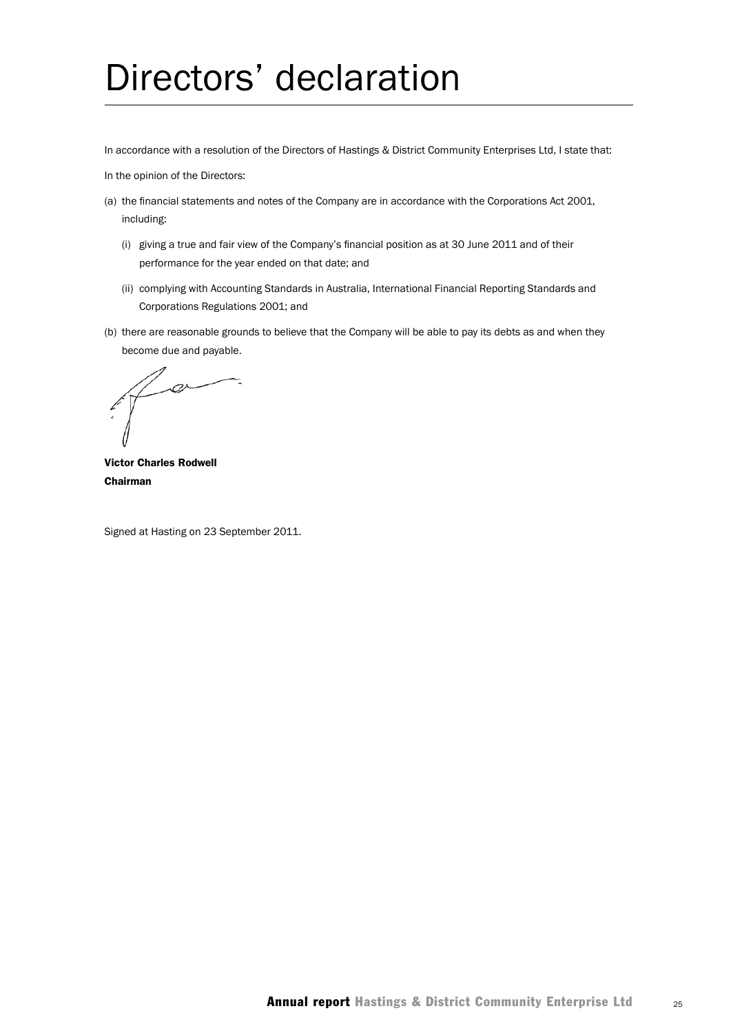# Directors' declaration

In accordance with a resolution of the Directors of Hastings & District Community Enterprises Ltd, I state that:

In the opinion of the Directors:

(a) the financial statements and notes of the Company are in accordance with the Corporations Act 2001, including:

  (i) giving a true and fair view of the Company's financial position as at 30 June 2011 and of their performance for the year ended on that date; and

  (ii) complying with Accounting Standards in Australia, International Financial Reporting Standards and Corporations Regulations 2001; and

(b) there are reasonable grounds to believe that the Company will be able to pay its debts as and when they become due and payable.

**Victor Charles Rodwell**
**Chairman**

Signed at Hasting on 23 September 2011.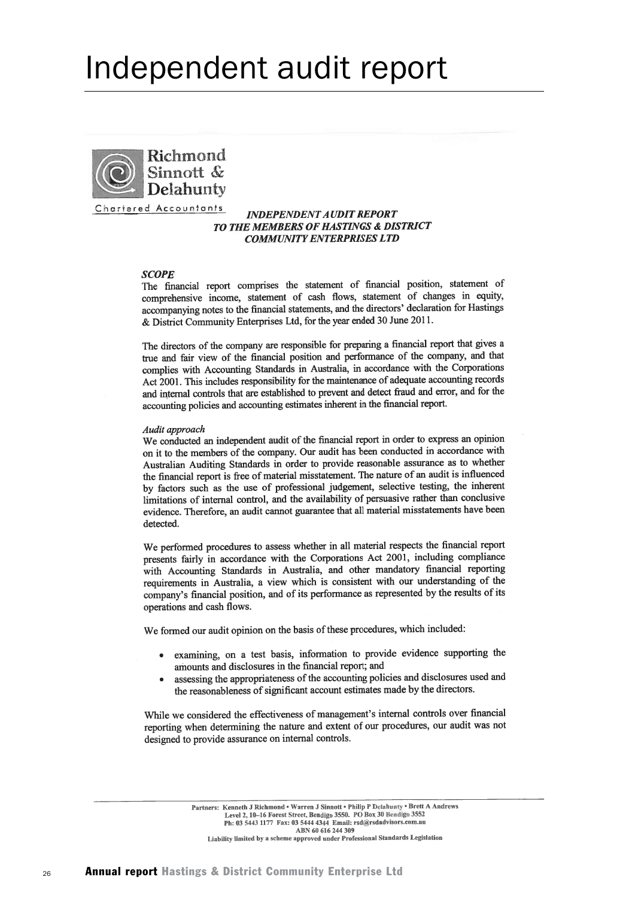# Independent audit report

Richmond Sinnott & Delahunty

Chartered Accountants

***INDEPENDENT AUDIT REPORT TO THE MEMBERS OF HASTINGS & DISTRICT COMMUNITY ENTERPRISES LTD***

***SCOPE***

The financial report comprises the statement of financial position, statement of comprehensive income, statement of cash flows, statement of changes in equity, accompanying notes to the financial statements, and the directors' declaration for Hastings & District Community Enterprises Ltd, for the year ended 30 June 2011.

The directors of the company are responsible for preparing a financial report that gives a true and fair view of the financial position and performance of the company, and that complies with Accounting Standards in Australia, in accordance with the Corporations Act 2001. This includes responsibility for the maintenance of adequate accounting records and internal controls that are established to prevent and detect fraud and error, and for the accounting policies and accounting estimates inherent in the financial report.

*Audit approach*

We conducted an independent audit of the financial report in order to express an opinion on it to the members of the company. Our audit has been conducted in accordance with Australian Auditing Standards in order to provide reasonable assurance as to whether the financial report is free of material misstatement. The nature of an audit is influenced by factors such as the use of professional judgement, selective testing, the inherent limitations of internal control, and the availability of persuasive rather than conclusive evidence. Therefore, an audit cannot guarantee that all material misstatements have been detected.

We performed procedures to assess whether in all material respects the financial report presents fairly in accordance with the Corporations Act 2001, including compliance with Accounting Standards in Australia, and other mandatory financial reporting requirements in Australia, a view which is consistent with our understanding of the company's financial position, and of its performance as represented by the results of its operations and cash flows.

We formed our audit opinion on the basis of these procedures, which included:

- examining, on a test basis, information to provide evidence supporting the amounts and disclosures in the financial report; and
- assessing the appropriateness of the accounting policies and disclosures used and the reasonableness of significant account estimates made by the directors.

While we considered the effectiveness of management's internal controls over financial reporting when determining the nature and extent of our procedures, our audit was not designed to provide assurance on internal controls.

Partners: Kenneth J Richmond • Warren J Sinnott • Philip P Delahunty • Brett A Andrews
Level 2, 10–16 Forest Street, Bendigo 3550. PO Box 30 Bendigo 3552
Ph: 03 5443 1177 Fax: 03 5444 4344 Email: rsd@rsdadvisors.com.au
ABN 60 616 244 309
Liability limited by a scheme approved under Professional Standards Legislation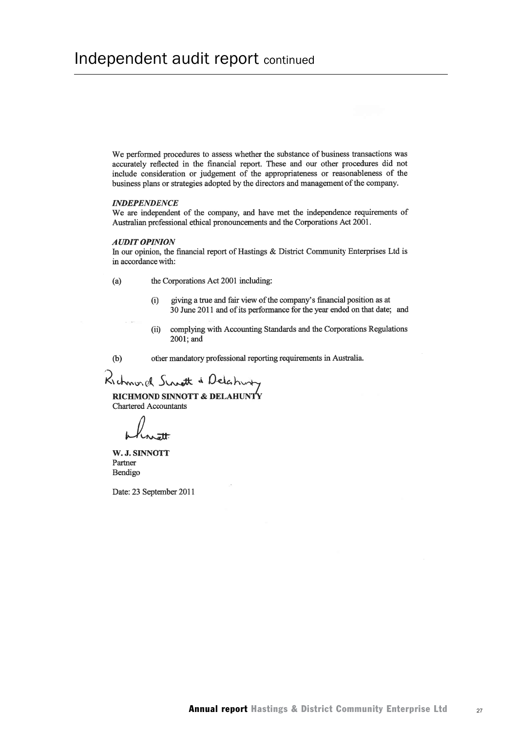# Independent audit report continued

We performed procedures to assess whether the substance of business transactions was accurately reflected in the financial report. These and our other procedures did not include consideration or judgement of the appropriateness or reasonableness of the business plans or strategies adopted by the directors and management of the company.

***INDEPENDENCE***

We are independent of the company, and have met the independence requirements of Australian professional ethical pronouncements and the Corporations Act 2001.

***AUDIT OPINION***

In our opinion, the financial report of Hastings & District Community Enterprises Ltd is in accordance with:

(a) the Corporations Act 2001 including:

(i) giving a true and fair view of the company's financial position as at 30 June 2011 and of its performance for the year ended on that date; and

(ii) complying with Accounting Standards and the Corporations Regulations 2001; and

(b) other mandatory professional reporting requirements in Australia.

Richmond Sinnott & Delahunty

**RICHMOND SINNOTT & DELAHUNTY**
Chartered Accountants

**W. J. SINNOTT**
Partner
Bendigo

Date: 23 September 2011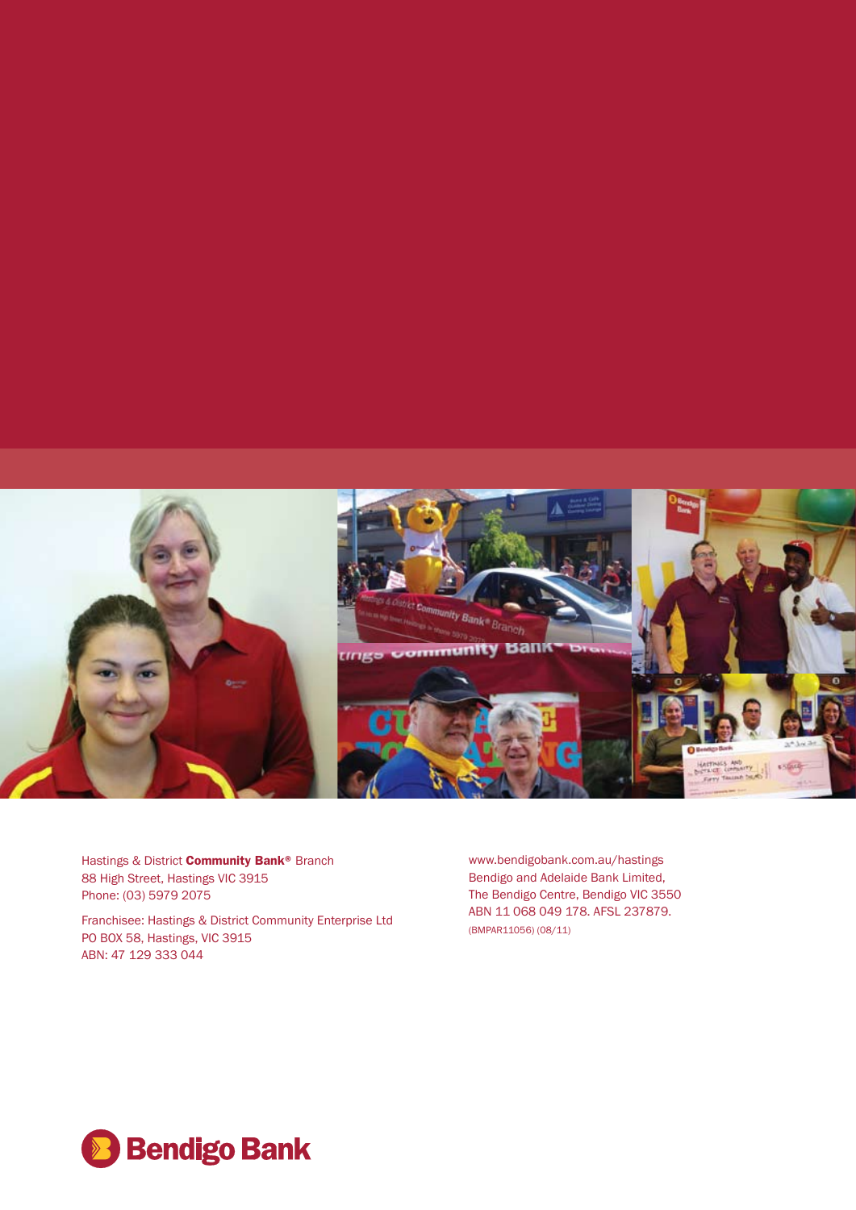Hastings & District **Community Bank®** Branch
88 High Street, Hastings VIC 3915
Phone: (03) 5979 2075

Franchisee: Hastings & District Community Enterprise Ltd
PO BOX 58, Hastings, VIC 3915
ABN: 47 129 333 044

www.bendigobank.com.au/hastings
Bendigo and Adelaide Bank Limited,
The Bendigo Centre, Bendigo VIC 3550
ABN 11 068 049 178. AFSL 237879.
(BMPAR11056) (08/11)

Bendigo Bank